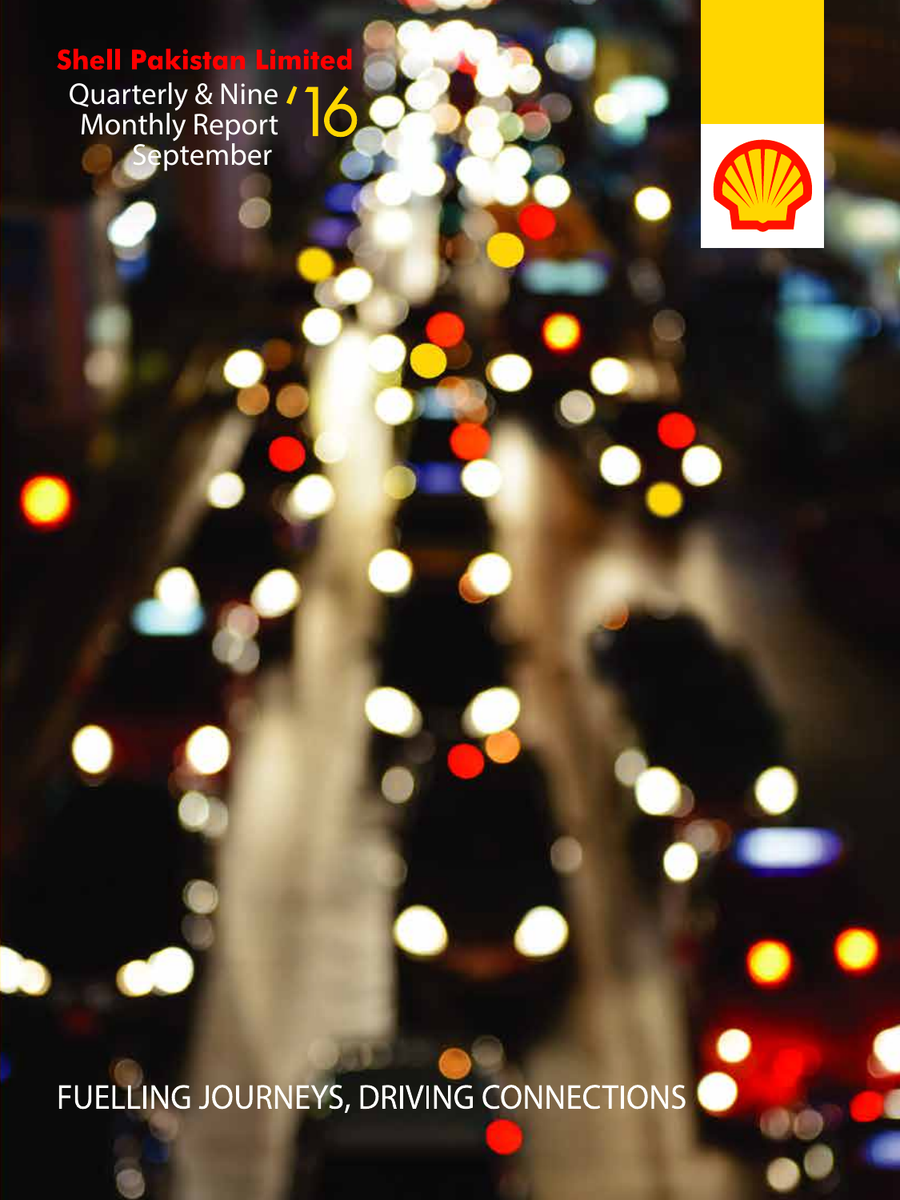# Shell Pakistan Limited

Quarterly & Nine Monthly Report September '16

FUELLING JOURNEYS, DRIVING CONNECTIONS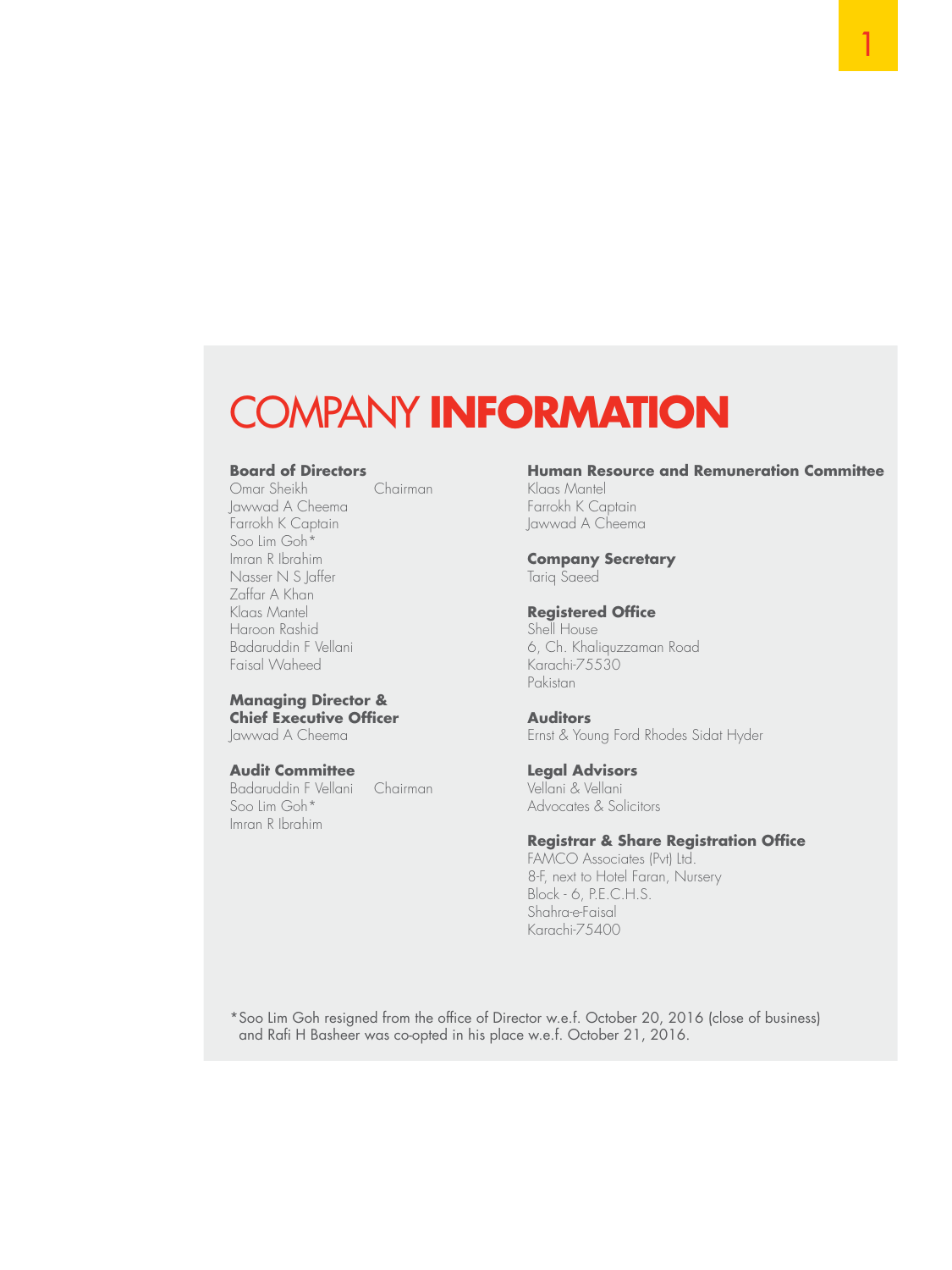# COMPANY INFORMATION

**Board of Directors**

Omar Sheikh — Chairman
Jawwad A Cheema
Farrokh K Captain
Soo Lim Goh*
Imran R Ibrahim
Nasser N S Jaffer
Zaffar A Khan
Klaas Mantel
Haroon Rashid
Badaruddin F Vellani
Faisal Waheed

**Managing Director & Chief Executive Officer**

Jawwad A Cheema

**Audit Committee**

Badaruddin F Vellani — Chairman
Soo Lim Goh*
Imran R Ibrahim

**Human Resource and Remuneration Committee**

Klaas Mantel
Farrokh K Captain
Jawwad A Cheema

**Company Secretary**

Tariq Saeed

**Registered Office**

Shell House
6, Ch. Khaliquzzaman Road
Karachi-75530
Pakistan

**Auditors**

Ernst & Young Ford Rhodes Sidat Hyder

**Legal Advisors**

Vellani & Vellani
Advocates & Solicitors

**Registrar & Share Registration Office**

FAMCO Associates (Pvt) Ltd.
8-F, next to Hotel Faran, Nursery
Block - 6, P.E.C.H.S.
Shahra-e-Faisal
Karachi-75400

*Soo Lim Goh resigned from the office of Director w.e.f. October 20, 2016 (close of business) and Rafi H Basheer was co-opted in his place w.e.f. October 21, 2016.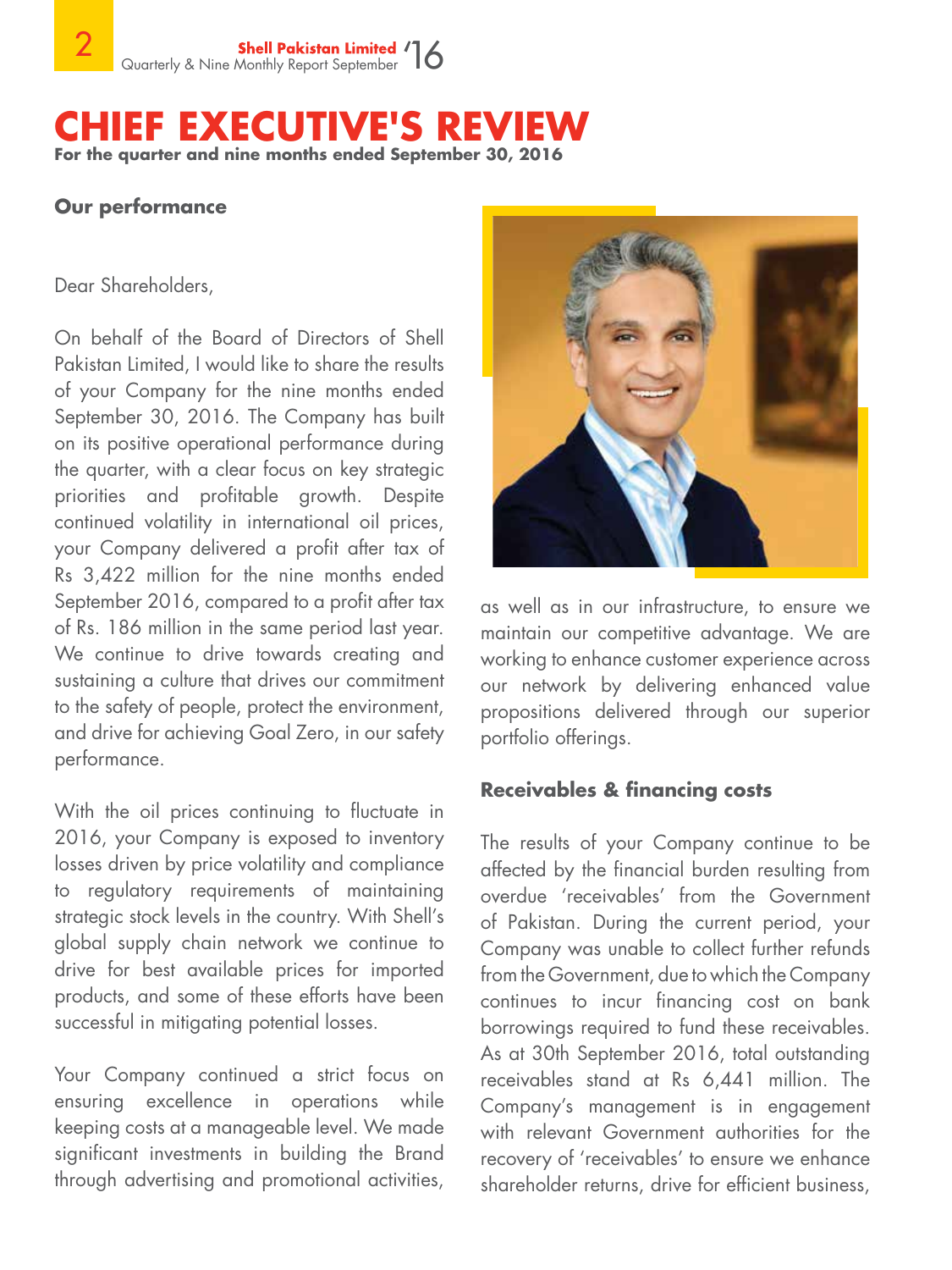# CHIEF EXECUTIVE'S REVIEW

**For the quarter and nine months ended September 30, 2016**

## Our performance

Dear Shareholders,

On behalf of the Board of Directors of Shell Pakistan Limited, I would like to share the results of your Company for the nine months ended September 30, 2016. The Company has built on its positive operational performance during the quarter, with a clear focus on key strategic priorities and profitable growth. Despite continued volatility in international oil prices, your Company delivered a profit after tax of Rs 3,422 million for the nine months ended September 2016, compared to a profit after tax of Rs. 186 million in the same period last year. We continue to drive towards creating and sustaining a culture that drives our commitment to the safety of people, protect the environment, and drive for achieving Goal Zero, in our safety performance.

With the oil prices continuing to fluctuate in 2016, your Company is exposed to inventory losses driven by price volatility and compliance to regulatory requirements of maintaining strategic stock levels in the country. With Shell's global supply chain network we continue to drive for best available prices for imported products, and some of these efforts have been successful in mitigating potential losses.

Your Company continued a strict focus on ensuring excellence in operations while keeping costs at a manageable level. We made significant investments in building the Brand through advertising and promotional activities, as well as in our infrastructure, to ensure we maintain our competitive advantage. We are working to enhance customer experience across our network by delivering enhanced value propositions delivered through our superior portfolio offerings.

## Receivables & financing costs

The results of your Company continue to be affected by the financial burden resulting from overdue 'receivables' from the Government of Pakistan. During the current period, your Company was unable to collect further refunds from the Government, due to which the Company continues to incur financing cost on bank borrowings required to fund these receivables. As at 30th September 2016, total outstanding receivables stand at Rs 6,441 million. The Company's management is in engagement with relevant Government authorities for the recovery of 'receivables' to ensure we enhance shareholder returns, drive for efficient business,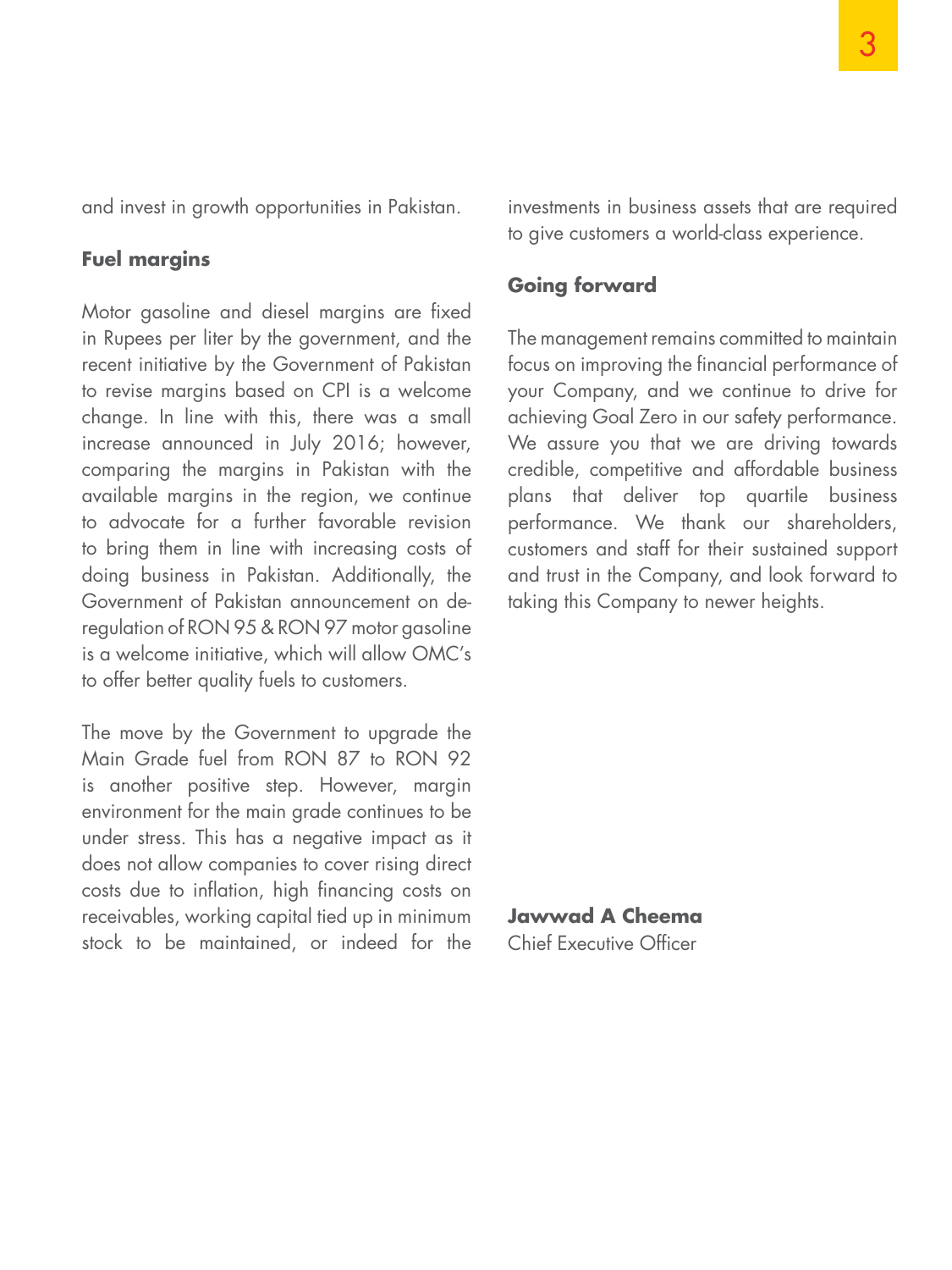and invest in growth opportunities in Pakistan.

## Fuel margins

Motor gasoline and diesel margins are fixed in Rupees per liter by the government, and the recent initiative by the Government of Pakistan to revise margins based on CPI is a welcome change. In line with this, there was a small increase announced in July 2016; however, comparing the margins in Pakistan with the available margins in the region, we continue to advocate for a further favorable revision to bring them in line with increasing costs of doing business in Pakistan. Additionally, the Government of Pakistan announcement on de-regulation of RON 95 & RON 97 motor gasoline is a welcome initiative, which will allow OMC's to offer better quality fuels to customers.

The move by the Government to upgrade the Main Grade fuel from RON 87 to RON 92 is another positive step. However, margin environment for the main grade continues to be under stress. This has a negative impact as it does not allow companies to cover rising direct costs due to inflation, high financing costs on receivables, working capital tied up in minimum stock to be maintained, or indeed for the investments in business assets that are required to give customers a world-class experience.

## Going forward

The management remains committed to maintain focus on improving the financial performance of your Company, and we continue to drive for achieving Goal Zero in our safety performance. We assure you that we are driving towards credible, competitive and affordable business plans that deliver top quartile business performance. We thank our shareholders, customers and staff for their sustained support and trust in the Company, and look forward to taking this Company to newer heights.

**Jawwad A Cheema**
Chief Executive Officer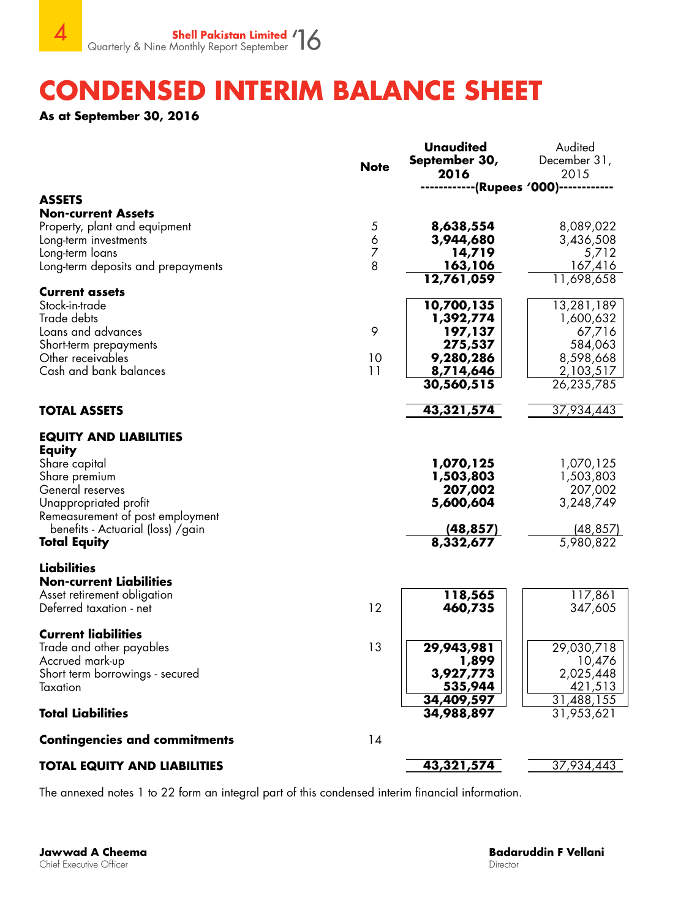# CONDENSED INTERIM BALANCE SHEET

**As at September 30, 2016**

| | Note | **Unaudited September 30, 2016** | Audited December 31, 2015 |
|---|---|---|---|
| | | **(Rupees '000)** | |
| **ASSETS** | | | |
| **Non-current Assets** | | | |
| Property, plant and equipment | 5 | **8,638,554** | 8,089,022 |
| Long-term investments | 6 | **3,944,680** | 3,436,508 |
| Long-term loans | 7 | **14,719** | 5,712 |
| Long-term deposits and prepayments | 8 | **163,106** | 167,416 |
| | | **12,761,059** | 11,698,658 |
| **Current assets** | | | |
| Stock-in-trade | | **10,700,135** | 13,281,189 |
| Trade debts | | **1,392,774** | 1,600,632 |
| Loans and advances | 9 | **197,137** | 67,716 |
| Short-term prepayments | | **275,537** | 584,063 |
| Other receivables | 10 | **9,280,286** | 8,598,668 |
| Cash and bank balances | 11 | **8,714,646** | 2,103,517 |
| | | **30,560,515** | 26,235,785 |
| **TOTAL ASSETS** | | **43,321,574** | 37,934,443 |
| **EQUITY AND LIABILITIES** | | | |
| **Equity** | | | |
| Share capital | | **1,070,125** | 1,070,125 |
| Share premium | | **1,503,803** | 1,503,803 |
| General reserves | | **207,002** | 207,002 |
| Unappropriated profit | | **5,600,604** | 3,248,749 |
| Remeasurement of post employment benefits - Actuarial (loss) /gain | | **(48,857)** | (48,857) |
| **Total Equity** | | **8,332,677** | 5,980,822 |
| **Liabilities** | | | |
| **Non-current Liabilities** | | | |
| Asset retirement obligation | | **118,565** | 117,861 |
| Deferred taxation - net | 12 | **460,735** | 347,605 |
| **Current liabilities** | | | |
| Trade and other payables | 13 | **29,943,981** | 29,030,718 |
| Accrued mark-up | | **1,899** | 10,476 |
| Short term borrowings - secured | | **3,927,773** | 2,025,448 |
| Taxation | | **535,944** | 421,513 |
| | | **34,409,597** | 31,488,155 |
| **Total Liabilities** | | **34,988,897** | 31,953,621 |
| **Contingencies and commitments** | 14 | | |
| **TOTAL EQUITY AND LIABILITIES** | | **43,321,574** | 37,934,443 |

The annexed notes 1 to 22 form an integral part of this condensed interim financial information.

**Jawwad A Cheema**
Chief Executive Officer

**Badaruddin F Vellani**
Director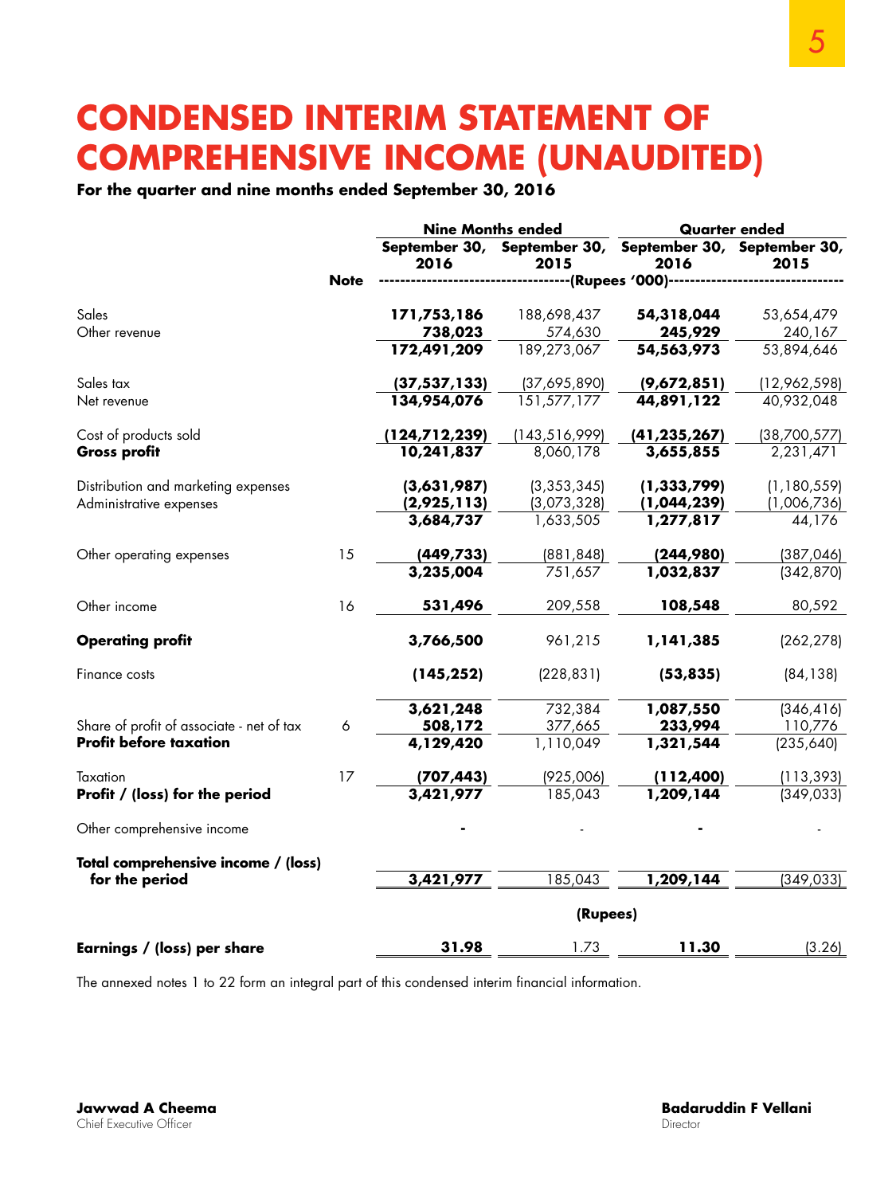# CONDENSED INTERIM STATEMENT OF COMPREHENSIVE INCOME (UNAUDITED)

**For the quarter and nine months ended September 30, 2016**

| | Note | Nine Months ended | | Quarter ended | |
|---|---|---|---|---|---|
| | | **September 30, 2016** | **September 30, 2015** | **September 30, 2016** | **September 30, 2015** |
| | | (Rupees '000) | | | |
| Sales | | **171,753,186** | 188,698,437 | **54,318,044** | 53,654,479 |
| Other revenue | | **738,023** | 574,630 | **245,929** | 240,167 |
| | | **172,491,209** | 189,273,067 | **54,563,973** | 53,894,646 |
| Sales tax | | **(37,537,133)** | (37,695,890) | **(9,672,851)** | (12,962,598) |
| Net revenue | | **134,954,076** | 151,577,177 | **44,891,122** | 40,932,048 |
| Cost of products sold | | **(124,712,239)** | (143,516,999) | **(41,235,267)** | (38,700,577) |
| **Gross profit** | | **10,241,837** | 8,060,178 | **3,655,855** | 2,231,471 |
| Distribution and marketing expenses | | **(3,631,987)** | (3,353,345) | **(1,333,799)** | (1,180,559) |
| Administrative expenses | | **(2,925,113)** | (3,073,328) | **(1,044,239)** | (1,006,736) |
| | | **3,684,737** | 1,633,505 | **1,277,817** | 44,176 |
| Other operating expenses | 15 | **(449,733)** | (881,848) | **(244,980)** | (387,046) |
| | | **3,235,004** | 751,657 | **1,032,837** | (342,870) |
| Other income | 16 | **531,496** | 209,558 | **108,548** | 80,592 |
| **Operating profit** | | **3,766,500** | 961,215 | **1,141,385** | (262,278) |
| Finance costs | | **(145,252)** | (228,831) | **(53,835)** | (84,138) |
| | | **3,621,248** | 732,384 | **1,087,550** | (346,416) |
| Share of profit of associate - net of tax | 6 | **508,172** | 377,665 | **233,994** | 110,776 |
| **Profit before taxation** | | **4,129,420** | 1,110,049 | **1,321,544** | (235,640) |
| Taxation | 17 | **(707,443)** | (925,006) | **(112,400)** | (113,393) |
| **Profit / (loss) for the period** | | **3,421,977** | 185,043 | **1,209,144** | (349,033) |
| Other comprehensive income | | **-** | - | **-** | - |
| **Total comprehensive income / (loss) for the period** | | **3,421,977** | 185,043 | **1,209,144** | (349,033) |
| | | (Rupees) | | | |
| **Earnings / (loss) per share** | | **31.98** | 1.73 | **11.30** | (3.26) |

The annexed notes 1 to 22 form an integral part of this condensed interim financial information.

**Jawwad A Cheema**
Chief Executive Officer

**Badaruddin F Vellani**
Director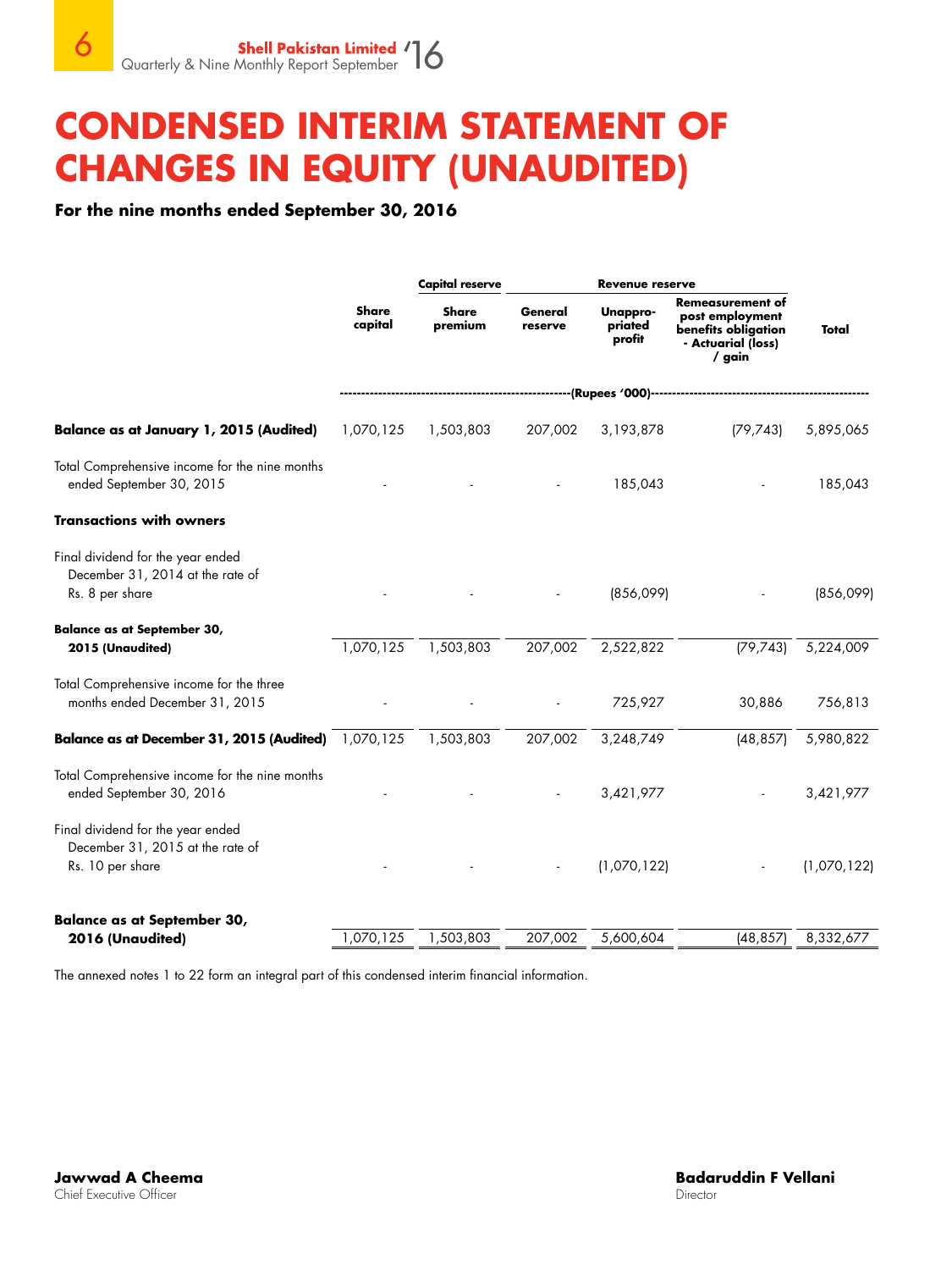# CONDENSED INTERIM STATEMENT OF CHANGES IN EQUITY (UNAUDITED)

**For the nine months ended September 30, 2016**

| | | Capital reserve | Revenue reserve | | | |
|---|---|---|---|---|---|---|
| | Share capital | Share premium | General reserve | Unappropriated profit | Remeasurement of post employment benefits obligation - Actuarial (loss) / gain | Total |
| | (Rupees '000) | | | | | |
| **Balance as at January 1, 2015 (Audited)** | 1,070,125 | 1,503,803 | 207,002 | 3,193,878 | (79,743) | 5,895,065 |
| Total Comprehensive income for the nine months ended September 30, 2015 | - | - | - | 185,043 | - | 185,043 |
| **Transactions with owners** | | | | | | |
| Final dividend for the year ended December 31, 2014 at the rate of Rs. 8 per share | - | - | - | (856,099) | - | (856,099) |
| **Balance as at September 30, 2015 (Unaudited)** | 1,070,125 | 1,503,803 | 207,002 | 2,522,822 | (79,743) | 5,224,009 |
| Total Comprehensive income for the three months ended December 31, 2015 | - | - | - | 725,927 | 30,886 | 756,813 |
| **Balance as at December 31, 2015 (Audited)** | 1,070,125 | 1,503,803 | 207,002 | 3,248,749 | (48,857) | 5,980,822 |
| Total Comprehensive income for the nine months ended September 30, 2016 | - | - | - | 3,421,977 | - | 3,421,977 |
| Final dividend for the year ended December 31, 2015 at the rate of Rs. 10 per share | - | - | - | (1,070,122) | - | (1,070,122) |
| **Balance as at September 30, 2016 (Unaudited)** | 1,070,125 | 1,503,803 | 207,002 | 5,600,604 | (48,857) | 8,332,677 |

The annexed notes 1 to 22 form an integral part of this condensed interim financial information.

**Jawwad A Cheema**
Chief Executive Officer

**Badaruddin F Vellani**
Director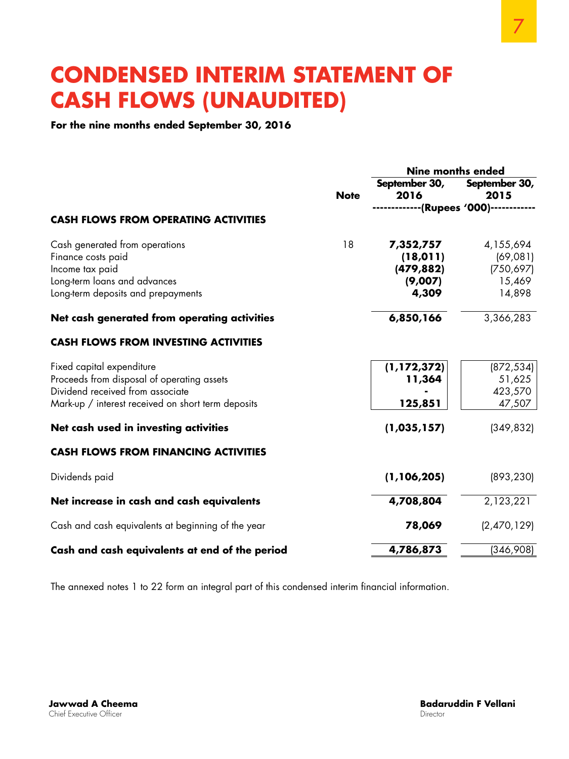# CONDENSED INTERIM STATEMENT OF CASH FLOWS (UNAUDITED)

**For the nine months ended September 30, 2016**

| | Note | Nine months ended September 30, 2016 | Nine months ended September 30, 2015 |
|---|---|---|---|
| | | ------------(Rupees '000)----------- | |
| **CASH FLOWS FROM OPERATING ACTIVITIES** | | | |
| Cash generated from operations | 18 | **7,352,757** | 4,155,694 |
| Finance costs paid | | **(18,011)** | (69,081) |
| Income tax paid | | **(479,882)** | (750,697) |
| Long-term loans and advances | | **(9,007)** | 15,469 |
| Long-term deposits and prepayments | | **4,309** | 14,898 |
| **Net cash generated from operating activities** | | **6,850,166** | 3,366,283 |
| **CASH FLOWS FROM INVESTING ACTIVITIES** | | | |
| Fixed capital expenditure | | **(1,172,372)** | (872,534) |
| Proceeds from disposal of operating assets | | **11,364** | 51,625 |
| Dividend received from associate | | **-** | 423,570 |
| Mark-up / interest received on short term deposits | | **125,851** | 47,507 |
| **Net cash used in investing activities** | | **(1,035,157)** | (349,832) |
| **CASH FLOWS FROM FINANCING ACTIVITIES** | | | |
| Dividends paid | | **(1,106,205)** | (893,230) |
| **Net increase in cash and cash equivalents** | | **4,708,804** | 2,123,221 |
| Cash and cash equivalents at beginning of the year | | **78,069** | (2,470,129) |
| **Cash and cash equivalents at end of the period** | | **4,786,873** | (346,908) |

The annexed notes 1 to 22 form an integral part of this condensed interim financial information.

**Jawwad A Cheema**
Chief Executive Officer

**Badaruddin F Vellani**
Director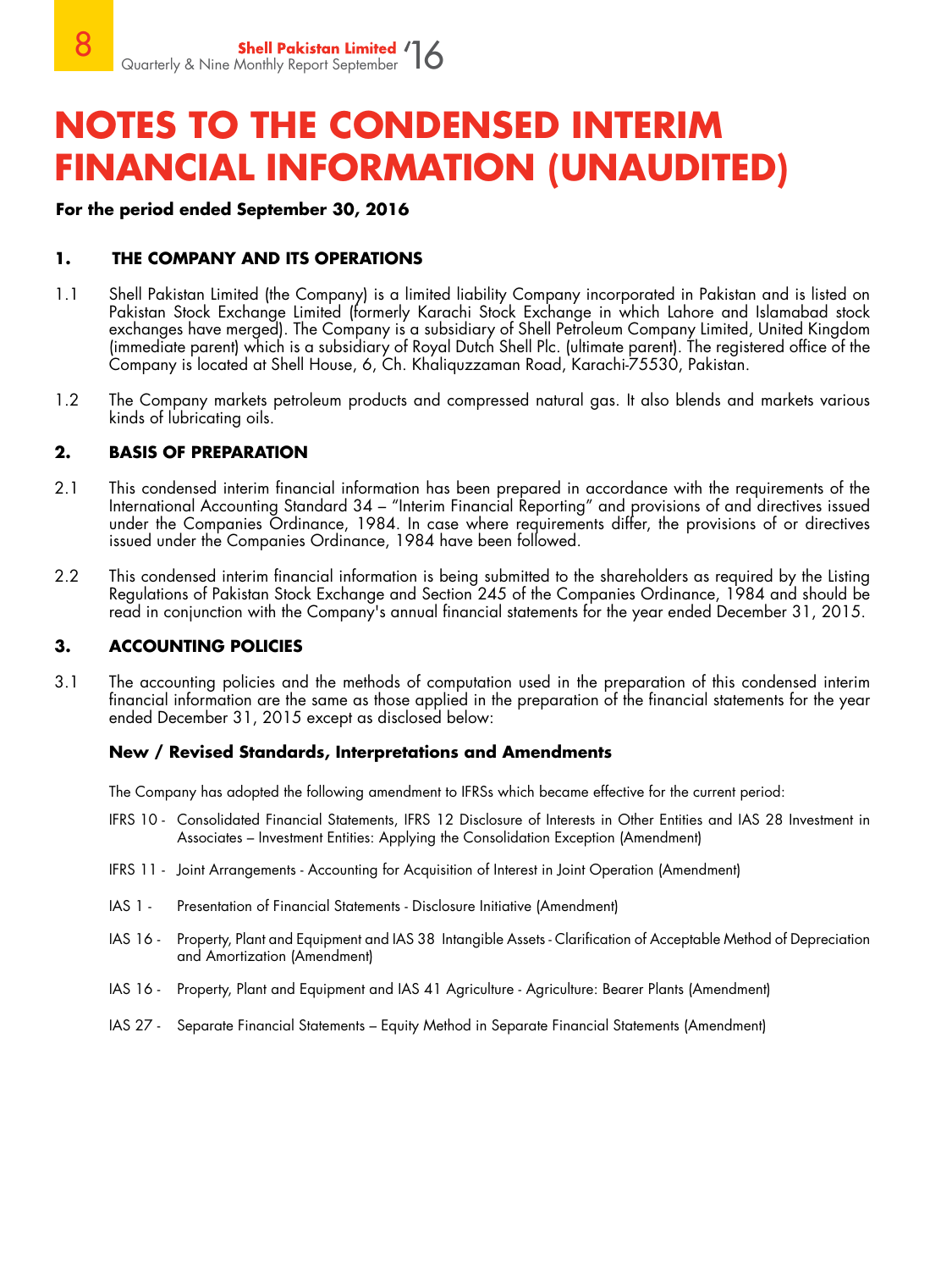# NOTES TO THE CONDENSED INTERIM FINANCIAL INFORMATION (UNAUDITED)

**For the period ended September 30, 2016**

## 1. THE COMPANY AND ITS OPERATIONS

1.1 Shell Pakistan Limited (the Company) is a limited liability Company incorporated in Pakistan and is listed on Pakistan Stock Exchange Limited (formerly Karachi Stock Exchange in which Lahore and Islamabad stock exchanges have merged). The Company is a subsidiary of Shell Petroleum Company Limited, United Kingdom (immediate parent) which is a subsidiary of Royal Dutch Shell Plc. (ultimate parent). The registered office of the Company is located at Shell House, 6, Ch. Khaliquzzaman Road, Karachi-75530, Pakistan.

1.2 The Company markets petroleum products and compressed natural gas. It also blends and markets various kinds of lubricating oils.

## 2. BASIS OF PREPARATION

2.1 This condensed interim financial information has been prepared in accordance with the requirements of the International Accounting Standard 34 – "Interim Financial Reporting" and provisions of and directives issued under the Companies Ordinance, 1984. In case where requirements differ, the provisions of or directives issued under the Companies Ordinance, 1984 have been followed.

2.2 This condensed interim financial information is being submitted to the shareholders as required by the Listing Regulations of Pakistan Stock Exchange and Section 245 of the Companies Ordinance, 1984 and should be read in conjunction with the Company's annual financial statements for the year ended December 31, 2015.

## 3. ACCOUNTING POLICIES

3.1 The accounting policies and the methods of computation used in the preparation of this condensed interim financial information are the same as those applied in the preparation of the financial statements for the year ended December 31, 2015 except as disclosed below:

### New / Revised Standards, Interpretations and Amendments

The Company has adopted the following amendment to IFRSs which became effective for the current period:

- IFRS 10 - Consolidated Financial Statements, IFRS 12 Disclosure of Interests in Other Entities and IAS 28 Investment in Associates – Investment Entities: Applying the Consolidation Exception (Amendment)
- IFRS 11 - Joint Arrangements - Accounting for Acquisition of Interest in Joint Operation (Amendment)
- IAS 1 - Presentation of Financial Statements - Disclosure Initiative (Amendment)
- IAS 16 - Property, Plant and Equipment and IAS 38 Intangible Assets - Clarification of Acceptable Method of Depreciation and Amortization (Amendment)
- IAS 16 - Property, Plant and Equipment and IAS 41 Agriculture - Agriculture: Bearer Plants (Amendment)
- IAS 27 - Separate Financial Statements – Equity Method in Separate Financial Statements (Amendment)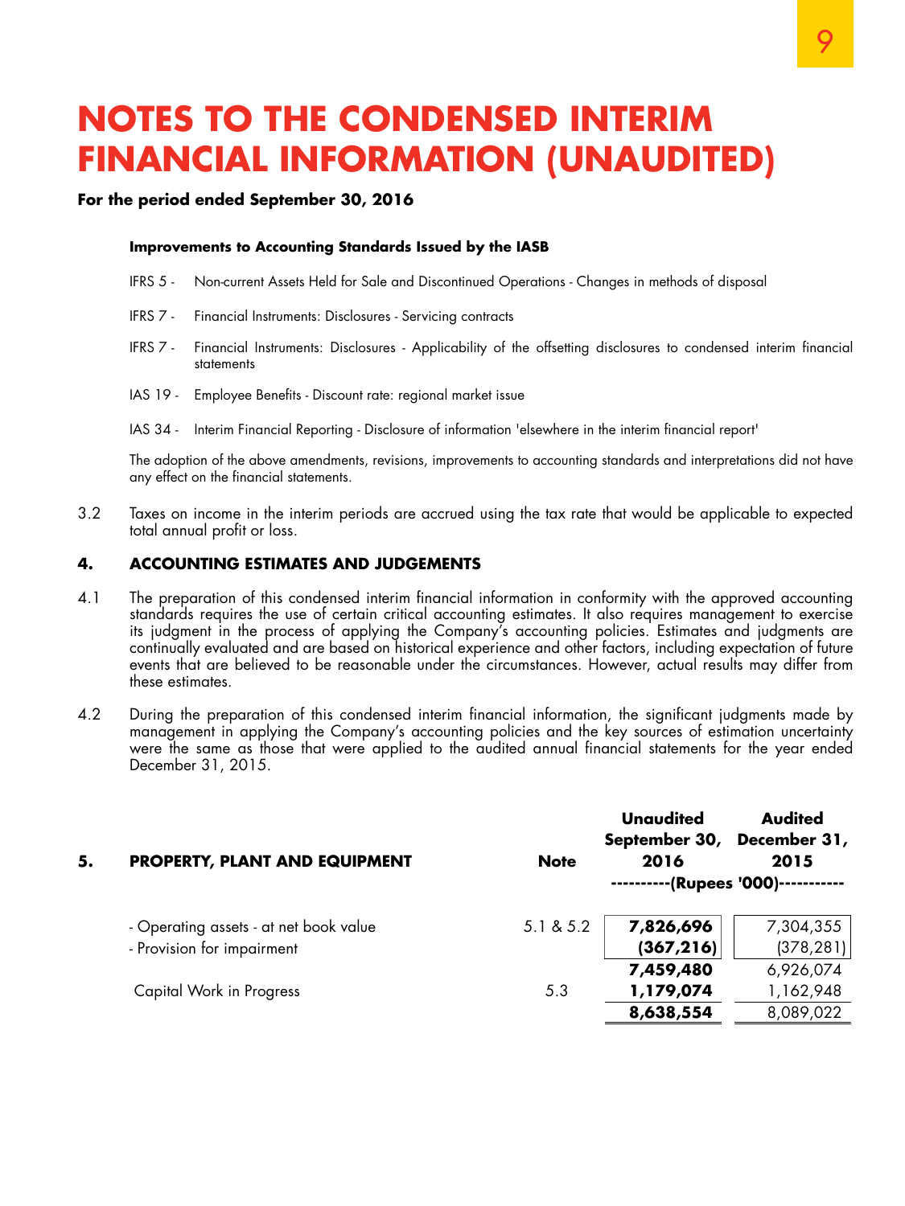# NOTES TO THE CONDENSED INTERIM FINANCIAL INFORMATION (UNAUDITED)

**For the period ended September 30, 2016**

**Improvements to Accounting Standards Issued by the IASB**

IFRS 5 - Non-current Assets Held for Sale and Discontinued Operations - Changes in methods of disposal

IFRS 7 - Financial Instruments: Disclosures - Servicing contracts

IFRS 7 - Financial Instruments: Disclosures - Applicability of the offsetting disclosures to condensed interim financial statements

IAS 19 - Employee Benefits - Discount rate: regional market issue

IAS 34 - Interim Financial Reporting - Disclosure of information 'elsewhere in the interim financial report'

The adoption of the above amendments, revisions, improvements to accounting standards and interpretations did not have any effect on the financial statements.

3.2 Taxes on income in the interim periods are accrued using the tax rate that would be applicable to expected total annual profit or loss.

## 4. ACCOUNTING ESTIMATES AND JUDGEMENTS

4.1 The preparation of this condensed interim financial information in conformity with the approved accounting standards requires the use of certain critical accounting estimates. It also requires management to exercise its judgment in the process of applying the Company's accounting policies. Estimates and judgments are continually evaluated and are based on historical experience and other factors, including expectation of future events that are believed to be reasonable under the circumstances. However, actual results may differ from these estimates.

4.2 During the preparation of this condensed interim financial information, the significant judgments made by management in applying the Company's accounting policies and the key sources of estimation uncertainty were the same as those that were applied to the audited annual financial statements for the year ended December 31, 2015.

| **5. PROPERTY, PLANT AND EQUIPMENT** | **Note** | **Unaudited September 30, 2016** | **Audited December 31, 2015** |
|---|---|---|---|
| | | ----------(Rupees '000)---------- | |
| - Operating assets - at net book value | 5.1 & 5.2 | **7,826,696** | 7,304,355 |
| - Provision for impairment | | **(367,216)** | (378,281) |
| | | **7,459,480** | 6,926,074 |
| Capital Work in Progress | 5.3 | **1,179,074** | 1,162,948 |
| | | **8,638,554** | 8,089,022 |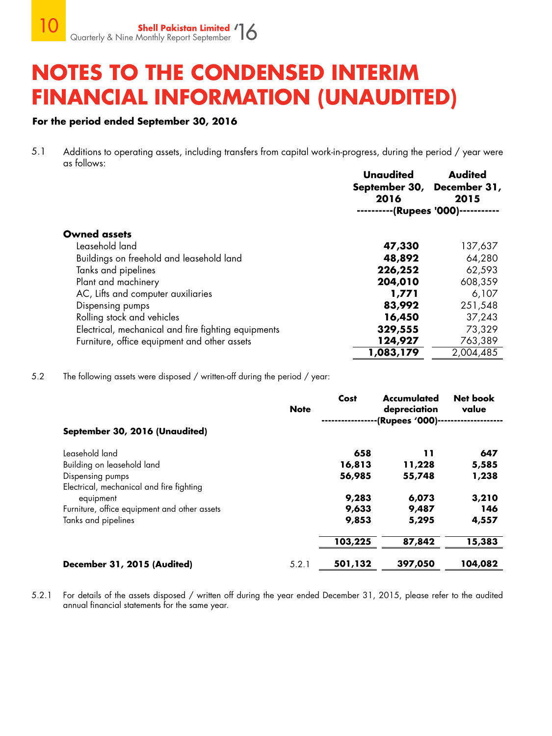# NOTES TO THE CONDENSED INTERIM FINANCIAL INFORMATION (UNAUDITED)

**For the period ended September 30, 2016**

5.1 Additions to operating assets, including transfers from capital work-in-progress, during the period / year were as follows:

| | **Unaudited September 30, 2016** | **Audited December 31, 2015** |
|---|---|---|
| | **----------(Rupees '000)----------** | |
| **Owned assets** | | |
| Leasehold land | **47,330** | 137,637 |
| Buildings on freehold and leasehold land | **48,892** | 64,280 |
| Tanks and pipelines | **226,252** | 62,593 |
| Plant and machinery | **204,010** | 608,359 |
| AC, Lifts and computer auxiliaries | **1,771** | 6,107 |
| Dispensing pumps | **83,992** | 251,548 |
| Rolling stock and vehicles | **16,450** | 37,243 |
| Electrical, mechanical and fire fighting equipments | **329,555** | 73,329 |
| Furniture, office equipment and other assets | **124,927** | 763,389 |
| | **1,083,179** | 2,004,485 |

5.2 The following assets were disposed / written-off during the period / year:

| | **Note** | **Cost** | **Accumulated depreciation** | **Net book value** |
|---|---|---|---|---|
| | | **----------------(Rupees '000)----------------** | | |
| **September 30, 2016 (Unaudited)** | | | | |
| Leasehold land | | **658** | **11** | **647** |
| Building on leasehold land | | **16,813** | **11,228** | **5,585** |
| Dispensing pumps | | **56,985** | **55,748** | **1,238** |
| Electrical, mechanical and fire fighting equipment | | **9,283** | **6,073** | **3,210** |
| Furniture, office equipment and other assets | | **9,633** | **9,487** | **146** |
| Tanks and pipelines | | **9,853** | **5,295** | **4,557** |
| | | **103,225** | **87,842** | **15,383** |
| **December 31, 2015 (Audited)** | 5.2.1 | **501,132** | **397,050** | **104,082** |

5.2.1 For details of the assets disposed / written off during the year ended December 31, 2015, please refer to the audited annual financial statements for the same year.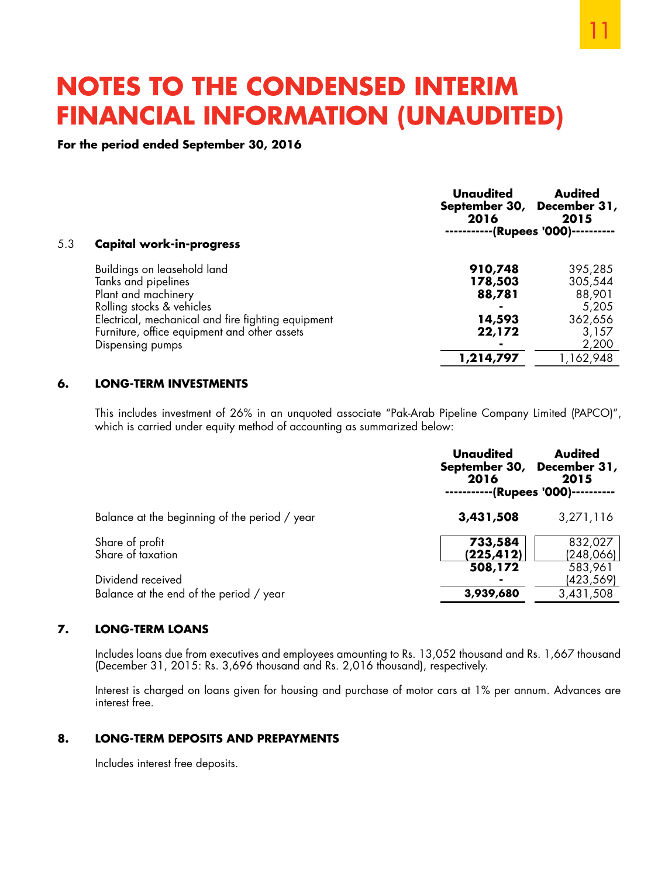# NOTES TO THE CONDENSED INTERIM FINANCIAL INFORMATION (UNAUDITED)

**For the period ended September 30, 2016**

| | Unaudited September 30, 2016 | Audited December 31, 2015 |
|---|---|---|
| | -----------(Rupees '000)---------- | |
| **5.3 Capital work-in-progress** | | |
| Buildings on leasehold land | **910,748** | 395,285 |
| Tanks and pipelines | **178,503** | 305,544 |
| Plant and machinery | **88,781** | 88,901 |
| Rolling stocks & vehicles | **-** | 5,205 |
| Electrical, mechanical and fire fighting equipment | **14,593** | 362,656 |
| Furniture, office equipment and other assets | **22,172** | 3,157 |
| Dispensing pumps | **-** | 2,200 |
| | **1,214,797** | 1,162,948 |

## 6. LONG-TERM INVESTMENTS

This includes investment of 26% in an unquoted associate "Pak-Arab Pipeline Company Limited (PAPCO)", which is carried under equity method of accounting as summarized below:

| | Unaudited September 30, 2016 | Audited December 31, 2015 |
|---|---|---|
| | -----------(Rupees '000)---------- | |
| Balance at the beginning of the period / year | **3,431,508** | 3,271,116 |
| Share of profit | **733,584** | 832,027 |
| Share of taxation | **(225,412)** | (248,066) |
| | **508,172** | 583,961 |
| Dividend received | **-** | (423,569) |
| Balance at the end of the period / year | **3,939,680** | 3,431,508 |

## 7. LONG-TERM LOANS

Includes loans due from executives and employees amounting to Rs. 13,052 thousand and Rs. 1,667 thousand (December 31, 2015: Rs. 3,696 thousand and Rs. 2,016 thousand), respectively.

Interest is charged on loans given for housing and purchase of motor cars at 1% per annum. Advances are interest free.

## 8. LONG-TERM DEPOSITS AND PREPAYMENTS

Includes interest free deposits.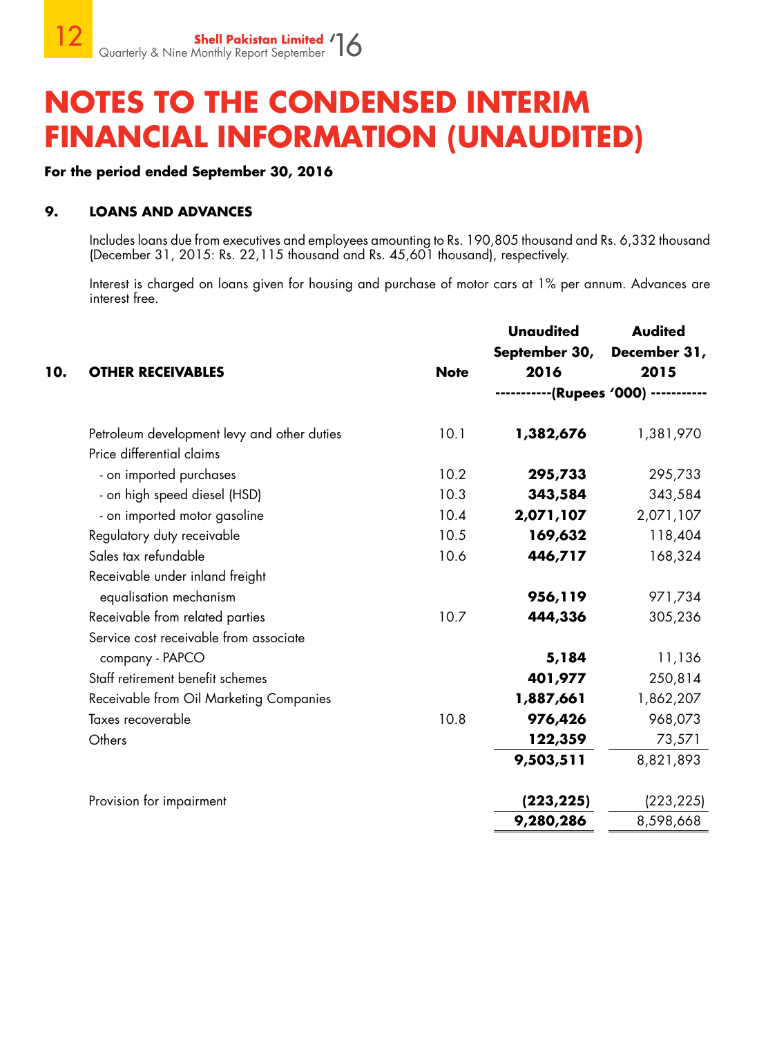# NOTES TO THE CONDENSED INTERIM FINANCIAL INFORMATION (UNAUDITED)

**For the period ended September 30, 2016**

## 9. LOANS AND ADVANCES

Includes loans due from executives and employees amounting to Rs. 190,805 thousand and Rs. 6,332 thousand (December 31, 2015: Rs. 22,115 thousand and Rs. 45,601 thousand), respectively.

Interest is charged on loans given for housing and purchase of motor cars at 1% per annum. Advances are interest free.

| 10. OTHER RECEIVABLES | Note | Unaudited September 30, 2016 | Audited December 31, 2015 |
|---|---|---|---|
| | | -----------(Rupees '000) ----------- | |
| Petroleum development levy and other duties | 10.1 | **1,382,676** | 1,381,970 |
| Price differential claims | | | |
| - on imported purchases | 10.2 | **295,733** | 295,733 |
| - on high speed diesel (HSD) | 10.3 | **343,584** | 343,584 |
| - on imported motor gasoline | 10.4 | **2,071,107** | 2,071,107 |
| Regulatory duty receivable | 10.5 | **169,632** | 118,404 |
| Sales tax refundable | 10.6 | **446,717** | 168,324 |
| Receivable under inland freight equalisation mechanism | | **956,119** | 971,734 |
| Receivable from related parties | 10.7 | **444,336** | 305,236 |
| Service cost receivable from associate company - PAPCO | | **5,184** | 11,136 |
| Staff retirement benefit schemes | | **401,977** | 250,814 |
| Receivable from Oil Marketing Companies | | **1,887,661** | 1,862,207 |
| Taxes recoverable | 10.8 | **976,426** | 968,073 |
| Others | | **122,359** | 73,571 |
| | | **9,503,511** | 8,821,893 |
| Provision for impairment | | **(223,225)** | (223,225) |
| | | **9,280,286** | 8,598,668 |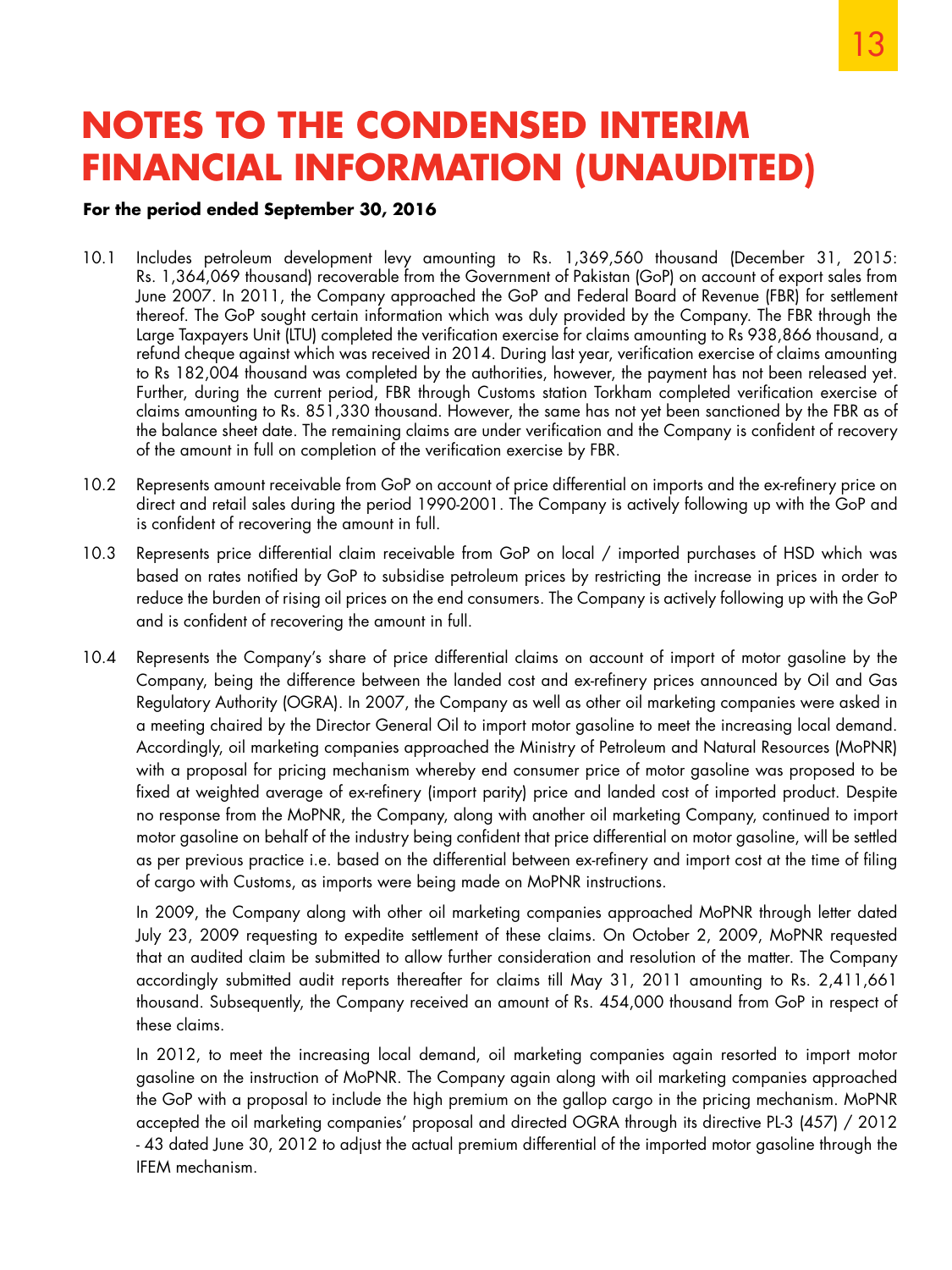# NOTES TO THE CONDENSED INTERIM FINANCIAL INFORMATION (UNAUDITED)

**For the period ended September 30, 2016**

10.1 Includes petroleum development levy amounting to Rs. 1,369,560 thousand (December 31, 2015: Rs. 1,364,069 thousand) recoverable from the Government of Pakistan (GoP) on account of export sales from June 2007. In 2011, the Company approached the GoP and Federal Board of Revenue (FBR) for settlement thereof. The GoP sought certain information which was duly provided by the Company. The FBR through the Large Taxpayers Unit (LTU) completed the verification exercise for claims amounting to Rs 938,866 thousand, a refund cheque against which was received in 2014. During last year, verification exercise of claims amounting to Rs 182,004 thousand was completed by the authorities, however, the payment has not been released yet. Further, during the current period, FBR through Customs station Torkham completed verification exercise of claims amounting to Rs. 851,330 thousand. However, the same has not yet been sanctioned by the FBR as of the balance sheet date. The remaining claims are under verification and the Company is confident of recovery of the amount in full on completion of the verification exercise by FBR.

10.2 Represents amount receivable from GoP on account of price differential on imports and the ex-refinery price on direct and retail sales during the period 1990-2001. The Company is actively following up with the GoP and is confident of recovering the amount in full.

10.3 Represents price differential claim receivable from GoP on local / imported purchases of HSD which was based on rates notified by GoP to subsidise petroleum prices by restricting the increase in prices in order to reduce the burden of rising oil prices on the end consumers. The Company is actively following up with the GoP and is confident of recovering the amount in full.

10.4 Represents the Company's share of price differential claims on account of import of motor gasoline by the Company, being the difference between the landed cost and ex-refinery prices announced by Oil and Gas Regulatory Authority (OGRA). In 2007, the Company as well as other oil marketing companies were asked in a meeting chaired by the Director General Oil to import motor gasoline to meet the increasing local demand. Accordingly, oil marketing companies approached the Ministry of Petroleum and Natural Resources (MoPNR) with a proposal for pricing mechanism whereby end consumer price of motor gasoline was proposed to be fixed at weighted average of ex-refinery (import parity) price and landed cost of imported product. Despite no response from the MoPNR, the Company, along with another oil marketing Company, continued to import motor gasoline on behalf of the industry being confident that price differential on motor gasoline, will be settled as per previous practice i.e. based on the differential between ex-refinery and import cost at the time of filing of cargo with Customs, as imports were being made on MoPNR instructions.

In 2009, the Company along with other oil marketing companies approached MoPNR through letter dated July 23, 2009 requesting to expedite settlement of these claims. On October 2, 2009, MoPNR requested that an audited claim be submitted to allow further consideration and resolution of the matter. The Company accordingly submitted audit reports thereafter for claims till May 31, 2011 amounting to Rs. 2,411,661 thousand. Subsequently, the Company received an amount of Rs. 454,000 thousand from GoP in respect of these claims.

In 2012, to meet the increasing local demand, oil marketing companies again resorted to import motor gasoline on the instruction of MoPNR. The Company again along with oil marketing companies approached the GoP with a proposal to include the high premium on the gallop cargo in the pricing mechanism. MoPNR accepted the oil marketing companies' proposal and directed OGRA through its directive PL-3 (457) / 2012 - 43 dated June 30, 2012 to adjust the actual premium differential of the imported motor gasoline through the IFEM mechanism.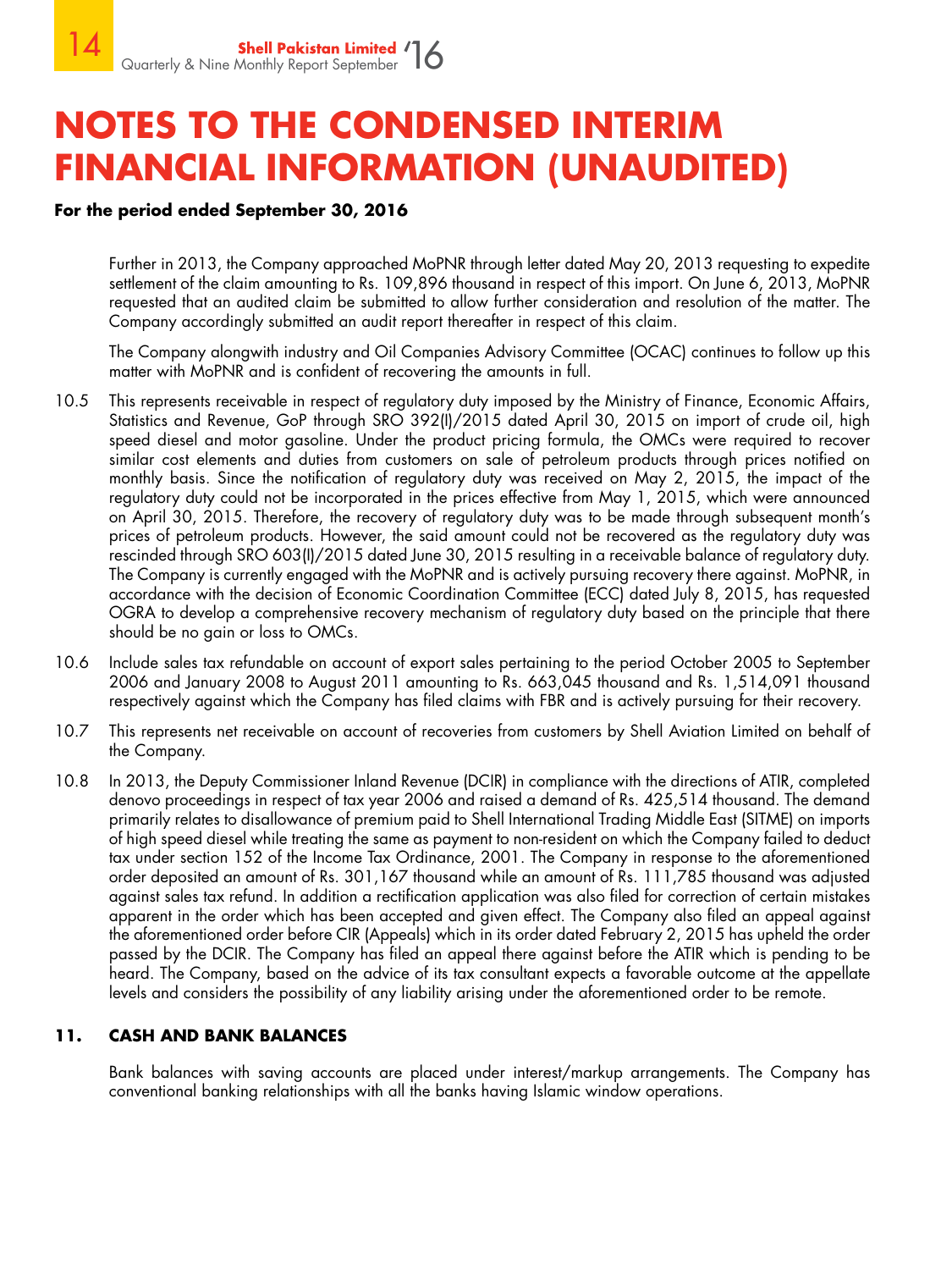# NOTES TO THE CONDENSED INTERIM FINANCIAL INFORMATION (UNAUDITED)

**For the period ended September 30, 2016**

Further in 2013, the Company approached MoPNR through letter dated May 20, 2013 requesting to expedite settlement of the claim amounting to Rs. 109,896 thousand in respect of this import. On June 6, 2013, MoPNR requested that an audited claim be submitted to allow further consideration and resolution of the matter. The Company accordingly submitted an audit report thereafter in respect of this claim.

The Company alongwith industry and Oil Companies Advisory Committee (OCAC) continues to follow up this matter with MoPNR and is confident of recovering the amounts in full.

10.5 This represents receivable in respect of regulatory duty imposed by the Ministry of Finance, Economic Affairs, Statistics and Revenue, GoP through SRO 392(I)/2015 dated April 30, 2015 on import of crude oil, high speed diesel and motor gasoline. Under the product pricing formula, the OMCs were required to recover similar cost elements and duties from customers on sale of petroleum products through prices notified on monthly basis. Since the notification of regulatory duty was received on May 2, 2015, the impact of the regulatory duty could not be incorporated in the prices effective from May 1, 2015, which were announced on April 30, 2015. Therefore, the recovery of regulatory duty was to be made through subsequent month's prices of petroleum products. However, the said amount could not be recovered as the regulatory duty was rescinded through SRO 603(I)/2015 dated June 30, 2015 resulting in a receivable balance of regulatory duty. The Company is currently engaged with the MoPNR and is actively pursuing recovery there against. MoPNR, in accordance with the decision of Economic Coordination Committee (ECC) dated July 8, 2015, has requested OGRA to develop a comprehensive recovery mechanism of regulatory duty based on the principle that there should be no gain or loss to OMCs.

10.6 Include sales tax refundable on account of export sales pertaining to the period October 2005 to September 2006 and January 2008 to August 2011 amounting to Rs. 663,045 thousand and Rs. 1,514,091 thousand respectively against which the Company has filed claims with FBR and is actively pursuing for their recovery.

10.7 This represents net receivable on account of recoveries from customers by Shell Aviation Limited on behalf of the Company.

10.8 In 2013, the Deputy Commissioner Inland Revenue (DCIR) in compliance with the directions of ATIR, completed denovo proceedings in respect of tax year 2006 and raised a demand of Rs. 425,514 thousand. The demand primarily relates to disallowance of premium paid to Shell International Trading Middle East (SITME) on imports of high speed diesel while treating the same as payment to non-resident on which the Company failed to deduct tax under section 152 of the Income Tax Ordinance, 2001. The Company in response to the aforementioned order deposited an amount of Rs. 301,167 thousand while an amount of Rs. 111,785 thousand was adjusted against sales tax refund. In addition a rectification application was also filed for correction of certain mistakes apparent in the order which has been accepted and given effect. The Company also filed an appeal against the aforementioned order before CIR (Appeals) which in its order dated February 2, 2015 has upheld the order passed by the DCIR. The Company has filed an appeal there against before the ATIR which is pending to be heard. The Company, based on the advice of its tax consultant expects a favorable outcome at the appellate levels and considers the possibility of any liability arising under the aforementioned order to be remote.

## 11. CASH AND BANK BALANCES

Bank balances with saving accounts are placed under interest/markup arrangements. The Company has conventional banking relationships with all the banks having Islamic window operations.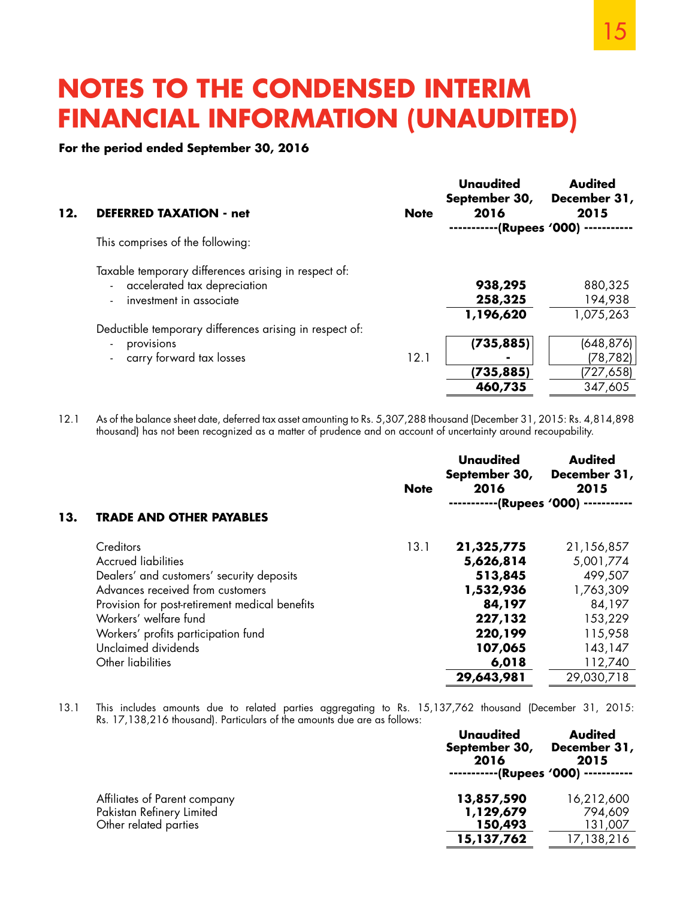# NOTES TO THE CONDENSED INTERIM FINANCIAL INFORMATION (UNAUDITED)

**For the period ended September 30, 2016**

| **12. DEFERRED TAXATION - net** | **Note** | **Unaudited September 30, 2016** | **Audited December 31, 2015** |
|---|---|---|---|
| | | **(Rupees '000)** | |
| This comprises of the following: | | | |
| Taxable temporary differences arising in respect of: | | | |
| - accelerated tax depreciation | | **938,295** | 880,325 |
| - investment in associate | | **258,325** | 194,938 |
| | | **1,196,620** | 1,075,263 |
| Deductible temporary differences arising in respect of: | | | |
| - provisions | | **(735,885)** | (648,876) |
| - carry forward tax losses | 12.1 | **-** | (78,782) |
| | | **(735,885)** | (727,658) |
| | | **460,735** | 347,605 |

12.1 As of the balance sheet date, deferred tax asset amounting to Rs. 5,307,288 thousand (December 31, 2015: Rs. 4,814,898 thousand) has not been recognized as a matter of prudence and on account of uncertainty around recoupability.

| **13. TRADE AND OTHER PAYABLES** | **Note** | **Unaudited September 30, 2016** | **Audited December 31, 2015** |
|---|---|---|---|
| | | **(Rupees '000)** | |
| Creditors | 13.1 | **21,325,775** | 21,156,857 |
| Accrued liabilities | | **5,626,814** | 5,001,774 |
| Dealers' and customers' security deposits | | **513,845** | 499,507 |
| Advances received from customers | | **1,532,936** | 1,763,309 |
| Provision for post-retirement medical benefits | | **84,197** | 84,197 |
| Workers' welfare fund | | **227,132** | 153,229 |
| Workers' profits participation fund | | **220,199** | 115,958 |
| Unclaimed dividends | | **107,065** | 143,147 |
| Other liabilities | | **6,018** | 112,740 |
| | | **29,643,981** | 29,030,718 |

13.1 This includes amounts due to related parties aggregating to Rs. 15,137,762 thousand (December 31, 2015: Rs. 17,138,216 thousand). Particulars of the amounts due are as follows:

| | **Unaudited September 30, 2016** | **Audited December 31, 2015** |
|---|---|---|
| | **(Rupees '000)** | |
| Affiliates of Parent company | **13,857,590** | 16,212,600 |
| Pakistan Refinery Limited | **1,129,679** | 794,609 |
| Other related parties | **150,493** | 131,007 |
| | **15,137,762** | 17,138,216 |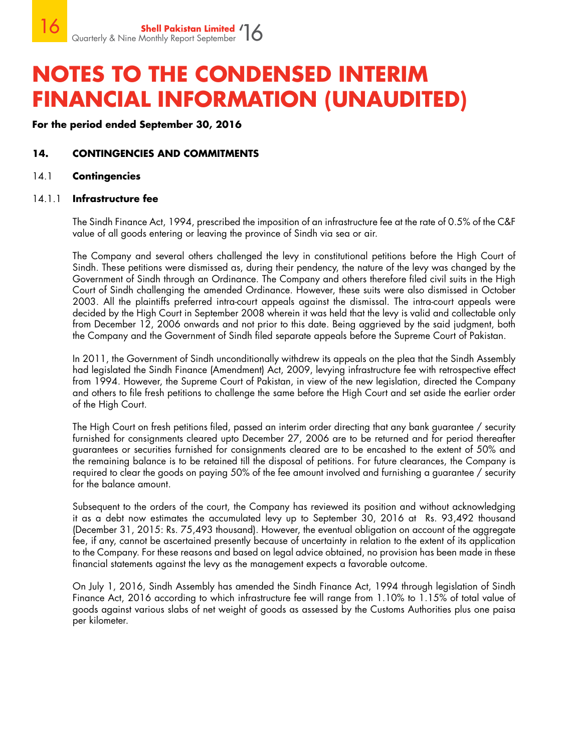# NOTES TO THE CONDENSED INTERIM FINANCIAL INFORMATION (UNAUDITED)

**For the period ended September 30, 2016**

## 14. CONTINGENCIES AND COMMITMENTS

### 14.1 Contingencies

#### 14.1.1 Infrastructure fee

The Sindh Finance Act, 1994, prescribed the imposition of an infrastructure fee at the rate of 0.5% of the C&F value of all goods entering or leaving the province of Sindh via sea or air.

The Company and several others challenged the levy in constitutional petitions before the High Court of Sindh. These petitions were dismissed as, during their pendency, the nature of the levy was changed by the Government of Sindh through an Ordinance. The Company and others therefore filed civil suits in the High Court of Sindh challenging the amended Ordinance. However, these suits were also dismissed in October 2003. All the plaintiffs preferred intra-court appeals against the dismissal. The intra-court appeals were decided by the High Court in September 2008 wherein it was held that the levy is valid and collectable only from December 12, 2006 onwards and not prior to this date. Being aggrieved by the said judgment, both the Company and the Government of Sindh filed separate appeals before the Supreme Court of Pakistan.

In 2011, the Government of Sindh unconditionally withdrew its appeals on the plea that the Sindh Assembly had legislated the Sindh Finance (Amendment) Act, 2009, levying infrastructure fee with retrospective effect from 1994. However, the Supreme Court of Pakistan, in view of the new legislation, directed the Company and others to file fresh petitions to challenge the same before the High Court and set aside the earlier order of the High Court.

The High Court on fresh petitions filed, passed an interim order directing that any bank guarantee / security furnished for consignments cleared upto December 27, 2006 are to be returned and for period thereafter guarantees or securities furnished for consignments cleared are to be encashed to the extent of 50% and the remaining balance is to be retained till the disposal of petitions. For future clearances, the Company is required to clear the goods on paying 50% of the fee amount involved and furnishing a guarantee / security for the balance amount.

Subsequent to the orders of the court, the Company has reviewed its position and without acknowledging it as a debt now estimates the accumulated levy up to September 30, 2016 at Rs. 93,492 thousand (December 31, 2015: Rs. 75,493 thousand). However, the eventual obligation on account of the aggregate fee, if any, cannot be ascertained presently because of uncertainty in relation to the extent of its application to the Company. For these reasons and based on legal advice obtained, no provision has been made in these financial statements against the levy as the management expects a favorable outcome.

On July 1, 2016, Sindh Assembly has amended the Sindh Finance Act, 1994 through legislation of Sindh Finance Act, 2016 according to which infrastructure fee will range from 1.10% to 1.15% of total value of goods against various slabs of net weight of goods as assessed by the Customs Authorities plus one paisa per kilometer.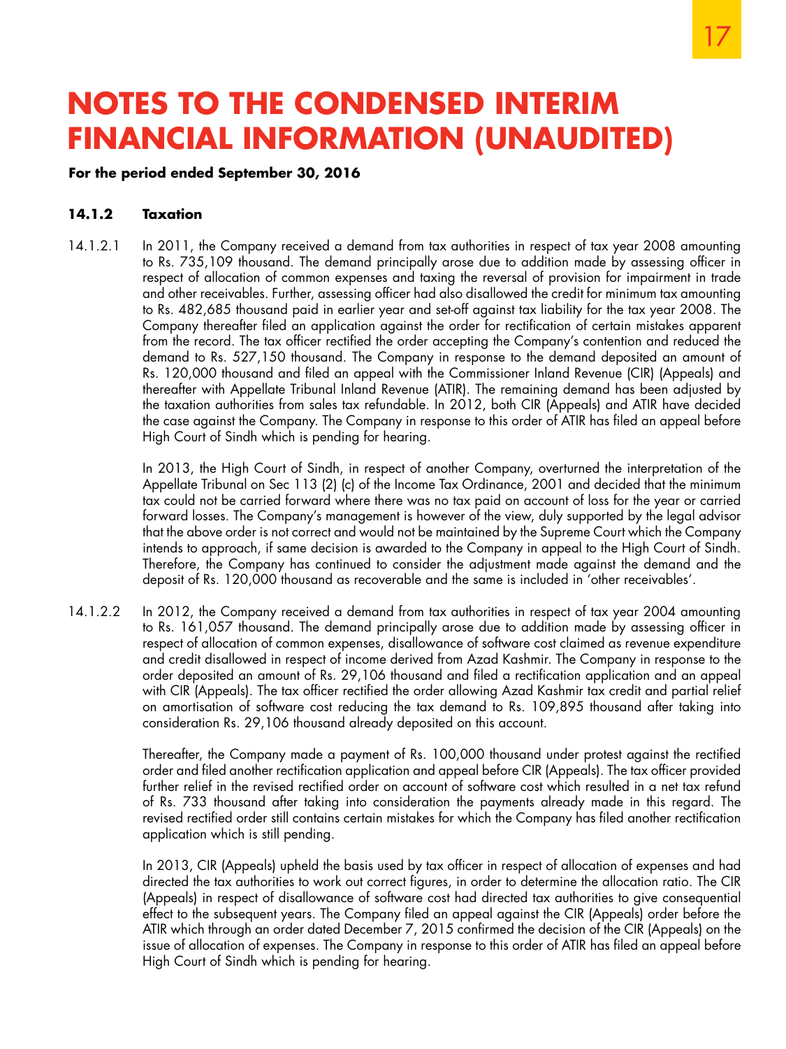# NOTES TO THE CONDENSED INTERIM FINANCIAL INFORMATION (UNAUDITED)

**For the period ended September 30, 2016**

### 14.1.2 Taxation

14.1.2.1 In 2011, the Company received a demand from tax authorities in respect of tax year 2008 amounting to Rs. 735,109 thousand. The demand principally arose due to addition made by assessing officer in respect of allocation of common expenses and taxing the reversal of provision for impairment in trade and other receivables. Further, assessing officer had also disallowed the credit for minimum tax amounting to Rs. 482,685 thousand paid in earlier year and set-off against tax liability for the tax year 2008. The Company thereafter filed an application against the order for rectification of certain mistakes apparent from the record. The tax officer rectified the order accepting the Company's contention and reduced the demand to Rs. 527,150 thousand. The Company in response to the demand deposited an amount of Rs. 120,000 thousand and filed an appeal with the Commissioner Inland Revenue (CIR) (Appeals) and thereafter with Appellate Tribunal Inland Revenue (ATIR). The remaining demand has been adjusted by the taxation authorities from sales tax refundable. In 2012, both CIR (Appeals) and ATIR have decided the case against the Company. The Company in response to this order of ATIR has filed an appeal before High Court of Sindh which is pending for hearing.

In 2013, the High Court of Sindh, in respect of another Company, overturned the interpretation of the Appellate Tribunal on Sec 113 (2) (c) of the Income Tax Ordinance, 2001 and decided that the minimum tax could not be carried forward where there was no tax paid on account of loss for the year or carried forward losses. The Company's management is however of the view, duly supported by the legal advisor that the above order is not correct and would not be maintained by the Supreme Court which the Company intends to approach, if same decision is awarded to the Company in appeal to the High Court of Sindh. Therefore, the Company has continued to consider the adjustment made against the demand and the deposit of Rs. 120,000 thousand as recoverable and the same is included in 'other receivables'.

14.1.2.2 In 2012, the Company received a demand from tax authorities in respect of tax year 2004 amounting to Rs. 161,057 thousand. The demand principally arose due to addition made by assessing officer in respect of allocation of common expenses, disallowance of software cost claimed as revenue expenditure and credit disallowed in respect of income derived from Azad Kashmir. The Company in response to the order deposited an amount of Rs. 29,106 thousand and filed a rectification application and an appeal with CIR (Appeals). The tax officer rectified the order allowing Azad Kashmir tax credit and partial relief on amortisation of software cost reducing the tax demand to Rs. 109,895 thousand after taking into consideration Rs. 29,106 thousand already deposited on this account.

Thereafter, the Company made a payment of Rs. 100,000 thousand under protest against the rectified order and filed another rectification application and appeal before CIR (Appeals). The tax officer provided further relief in the revised rectified order on account of software cost which resulted in a net tax refund of Rs. 733 thousand after taking into consideration the payments already made in this regard. The revised rectified order still contains certain mistakes for which the Company has filed another rectification application which is still pending.

In 2013, CIR (Appeals) upheld the basis used by tax officer in respect of allocation of expenses and had directed the tax authorities to work out correct figures, in order to determine the allocation ratio. The CIR (Appeals) in respect of disallowance of software cost had directed tax authorities to give consequential effect to the subsequent years. The Company filed an appeal against the CIR (Appeals) order before the ATIR which through an order dated December 7, 2015 confirmed the decision of the CIR (Appeals) on the issue of allocation of expenses. The Company in response to this order of ATIR has filed an appeal before High Court of Sindh which is pending for hearing.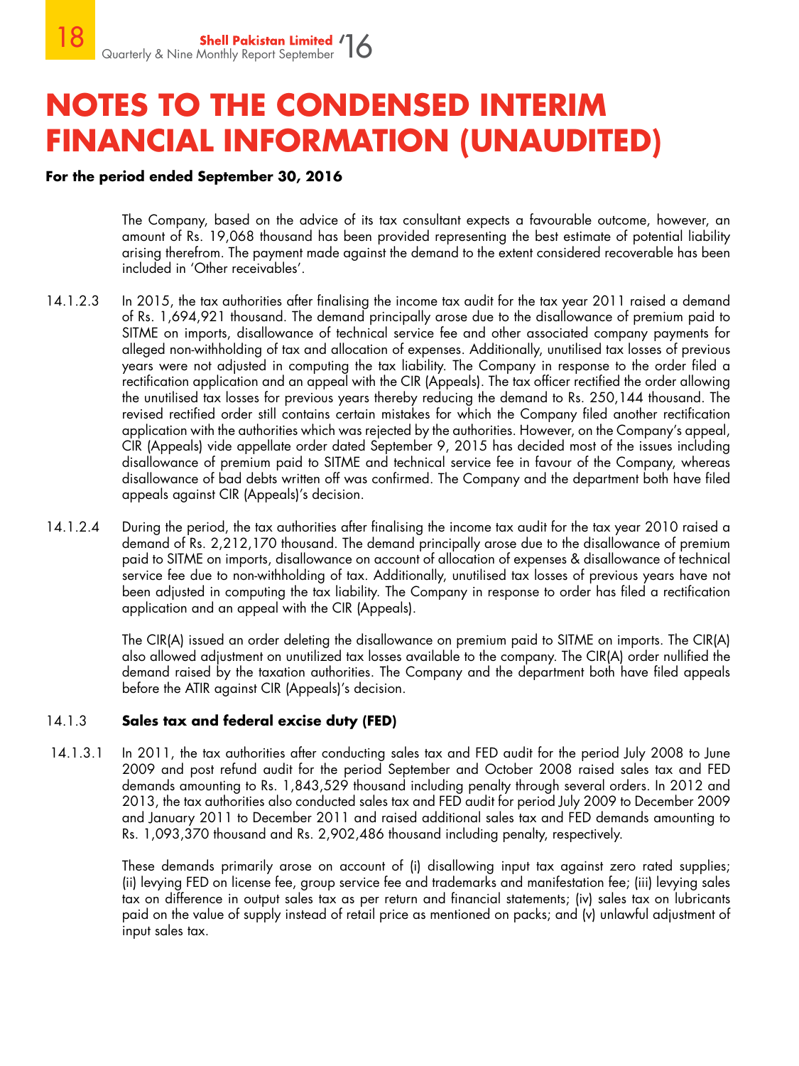# NOTES TO THE CONDENSED INTERIM FINANCIAL INFORMATION (UNAUDITED)

**For the period ended September 30, 2016**

The Company, based on the advice of its tax consultant expects a favourable outcome, however, an amount of Rs. 19,068 thousand has been provided representing the best estimate of potential liability arising therefrom. The payment made against the demand to the extent considered recoverable has been included in 'Other receivables'.

14.1.2.3 In 2015, the tax authorities after finalising the income tax audit for the tax year 2011 raised a demand of Rs. 1,694,921 thousand. The demand principally arose due to the disallowance of premium paid to SITME on imports, disallowance of technical service fee and other associated company payments for alleged non-withholding of tax and allocation of expenses. Additionally, unutilised tax losses of previous years were not adjusted in computing the tax liability. The Company in response to the order filed a rectification application and an appeal with the CIR (Appeals). The tax officer rectified the order allowing the unutilised tax losses for previous years thereby reducing the demand to Rs. 250,144 thousand. The revised rectified order still contains certain mistakes for which the Company filed another rectification application with the authorities which was rejected by the authorities. However, on the Company's appeal, CIR (Appeals) vide appellate order dated September 9, 2015 has decided most of the issues including disallowance of premium paid to SITME and technical service fee in favour of the Company, whereas disallowance of bad debts written off was confirmed. The Company and the department both have filed appeals against CIR (Appeals)'s decision.

14.1.2.4 During the period, the tax authorities after finalising the income tax audit for the tax year 2010 raised a demand of Rs. 2,212,170 thousand. The demand principally arose due to the disallowance of premium paid to SITME on imports, disallowance on account of allocation of expenses & disallowance of technical service fee due to non-withholding of tax. Additionally, unutilised tax losses of previous years have not been adjusted in computing the tax liability. The Company in response to order has filed a rectification application and an appeal with the CIR (Appeals).

The CIR(A) issued an order deleting the disallowance on premium paid to SITME on imports. The CIR(A) also allowed adjustment on unutilized tax losses available to the company. The CIR(A) order nullified the demand raised by the taxation authorities. The Company and the department both have filed appeals before the ATIR against CIR (Appeals)'s decision.

### 14.1.3 Sales tax and federal excise duty (FED)

14.1.3.1 In 2011, the tax authorities after conducting sales tax and FED audit for the period July 2008 to June 2009 and post refund audit for the period September and October 2008 raised sales tax and FED demands amounting to Rs. 1,843,529 thousand including penalty through several orders. In 2012 and 2013, the tax authorities also conducted sales tax and FED audit for period July 2009 to December 2009 and January 2011 to December 2011 and raised additional sales tax and FED demands amounting to Rs. 1,093,370 thousand and Rs. 2,902,486 thousand including penalty, respectively.

These demands primarily arose on account of (i) disallowing input tax against zero rated supplies; (ii) levying FED on license fee, group service fee and trademarks and manifestation fee; (iii) levying sales tax on difference in output sales tax as per return and financial statements; (iv) sales tax on lubricants paid on the value of supply instead of retail price as mentioned on packs; and (v) unlawful adjustment of input sales tax.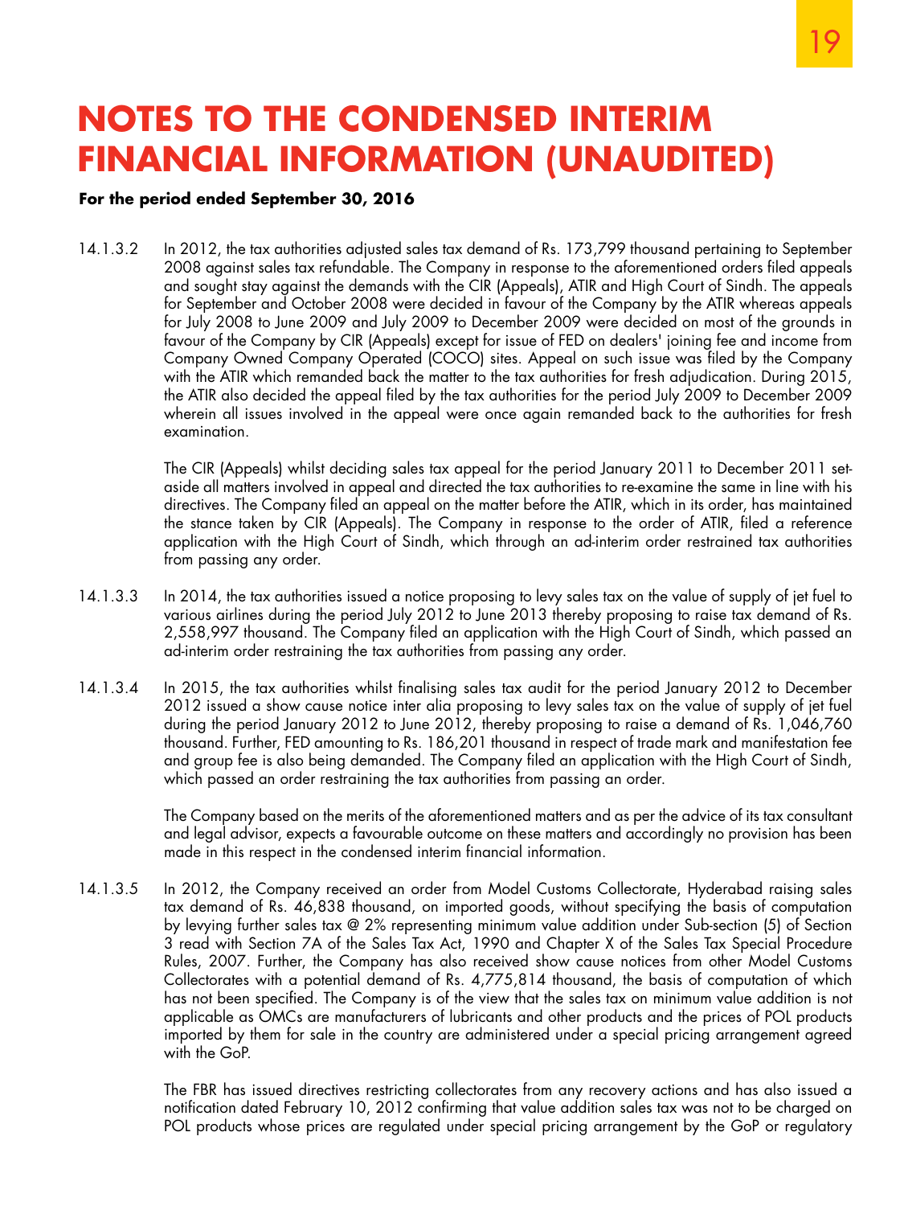# NOTES TO THE CONDENSED INTERIM FINANCIAL INFORMATION (UNAUDITED)

**For the period ended September 30, 2016**

14.1.3.2 In 2012, the tax authorities adjusted sales tax demand of Rs. 173,799 thousand pertaining to September 2008 against sales tax refundable. The Company in response to the aforementioned orders filed appeals and sought stay against the demands with the CIR (Appeals), ATIR and High Court of Sindh. The appeals for September and October 2008 were decided in favour of the Company by the ATIR whereas appeals for July 2008 to June 2009 and July 2009 to December 2009 were decided on most of the grounds in favour of the Company by CIR (Appeals) except for issue of FED on dealers' joining fee and income from Company Owned Company Operated (COCO) sites. Appeal on such issue was filed by the Company with the ATIR which remanded back the matter to the tax authorities for fresh adjudication. During 2015, the ATIR also decided the appeal filed by the tax authorities for the period July 2009 to December 2009 wherein all issues involved in the appeal were once again remanded back to the authorities for fresh examination.

The CIR (Appeals) whilst deciding sales tax appeal for the period January 2011 to December 2011 set-aside all matters involved in appeal and directed the tax authorities to re-examine the same in line with his directives. The Company filed an appeal on the matter before the ATIR, which in its order, has maintained the stance taken by CIR (Appeals). The Company in response to the order of ATIR, filed a reference application with the High Court of Sindh, which through an ad-interim order restrained tax authorities from passing any order.

14.1.3.3 In 2014, the tax authorities issued a notice proposing to levy sales tax on the value of supply of jet fuel to various airlines during the period July 2012 to June 2013 thereby proposing to raise tax demand of Rs. 2,558,997 thousand. The Company filed an application with the High Court of Sindh, which passed an ad-interim order restraining the tax authorities from passing any order.

14.1.3.4 In 2015, the tax authorities whilst finalising sales tax audit for the period January 2012 to December 2012 issued a show cause notice inter alia proposing to levy sales tax on the value of supply of jet fuel during the period January 2012 to June 2012, thereby proposing to raise a demand of Rs. 1,046,760 thousand. Further, FED amounting to Rs. 186,201 thousand in respect of trade mark and manifestation fee and group fee is also being demanded. The Company filed an application with the High Court of Sindh, which passed an order restraining the tax authorities from passing an order.

The Company based on the merits of the aforementioned matters and as per the advice of its tax consultant and legal advisor, expects a favourable outcome on these matters and accordingly no provision has been made in this respect in the condensed interim financial information.

14.1.3.5 In 2012, the Company received an order from Model Customs Collectorate, Hyderabad raising sales tax demand of Rs. 46,838 thousand, on imported goods, without specifying the basis of computation by levying further sales tax @ 2% representing minimum value addition under Sub-section (5) of Section 3 read with Section 7A of the Sales Tax Act, 1990 and Chapter X of the Sales Tax Special Procedure Rules, 2007. Further, the Company has also received show cause notices from other Model Customs Collectorates with a potential demand of Rs. 4,775,814 thousand, the basis of computation of which has not been specified. The Company is of the view that the sales tax on minimum value addition is not applicable as OMCs are manufacturers of lubricants and other products and the prices of POL products imported by them for sale in the country are administered under a special pricing arrangement agreed with the GoP.

The FBR has issued directives restricting collectorates from any recovery actions and has also issued a notification dated February 10, 2012 confirming that value addition sales tax was not to be charged on POL products whose prices are regulated under special pricing arrangement by the GoP or regulatory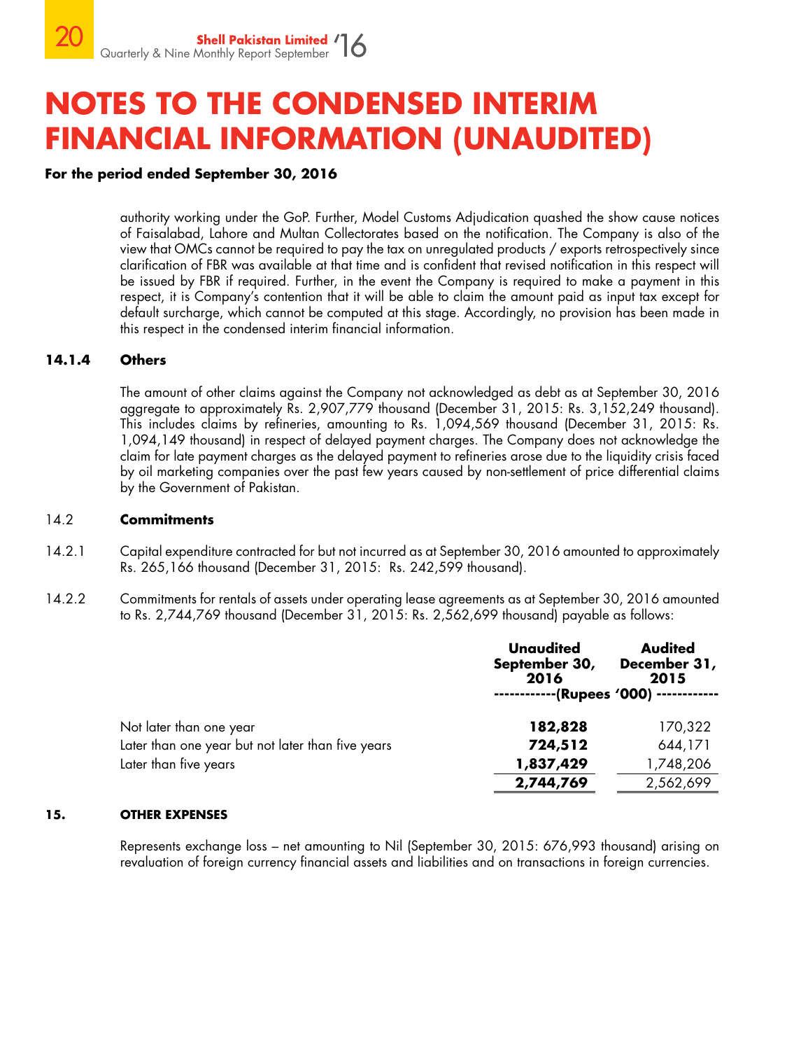# NOTES TO THE CONDENSED INTERIM FINANCIAL INFORMATION (UNAUDITED)

**For the period ended September 30, 2016**

authority working under the GoP. Further, Model Customs Adjudication quashed the show cause notices of Faisalabad, Lahore and Multan Collectorates based on the notification. The Company is also of the view that OMCs cannot be required to pay the tax on unregulated products / exports retrospectively since clarification of FBR was available at that time and is confident that revised notification in this respect will be issued by FBR if required. Further, in the event the Company is required to make a payment in this respect, it is Company's contention that it will be able to claim the amount paid as input tax except for default surcharge, which cannot be computed at this stage. Accordingly, no provision has been made in this respect in the condensed interim financial information.

**14.1.4 Others**

The amount of other claims against the Company not acknowledged as debt as at September 30, 2016 aggregate to approximately Rs. 2,907,779 thousand (December 31, 2015: Rs. 3,152,249 thousand). This includes claims by refineries, amounting to Rs. 1,094,569 thousand (December 31, 2015: Rs. 1,094,149 thousand) in respect of delayed payment charges. The Company does not acknowledge the claim for late payment charges as the delayed payment to refineries arose due to the liquidity crisis faced by oil marketing companies over the past few years caused by non-settlement of price differential claims by the Government of Pakistan.

14.2 **Commitments**

14.2.1 Capital expenditure contracted for but not incurred as at September 30, 2016 amounted to approximately Rs. 265,166 thousand (December 31, 2015: Rs. 242,599 thousand).

14.2.2 Commitments for rentals of assets under operating lease agreements as at September 30, 2016 amounted to Rs. 2,744,769 thousand (December 31, 2015: Rs. 2,562,699 thousand) payable as follows:

| | Unaudited September 30, 2016 | Audited December 31, 2015 |
|---|---|---|
| | (Rupees '000) | |
| Not later than one year | **182,828** | 170,322 |
| Later than one year but not later than five years | **724,512** | 644,171 |
| Later than five years | **1,837,429** | 1,748,206 |
| | **2,744,769** | 2,562,699 |

**15. OTHER EXPENSES**

Represents exchange loss – net amounting to Nil (September 30, 2015: 676,993 thousand) arising on revaluation of foreign currency financial assets and liabilities and on transactions in foreign currencies.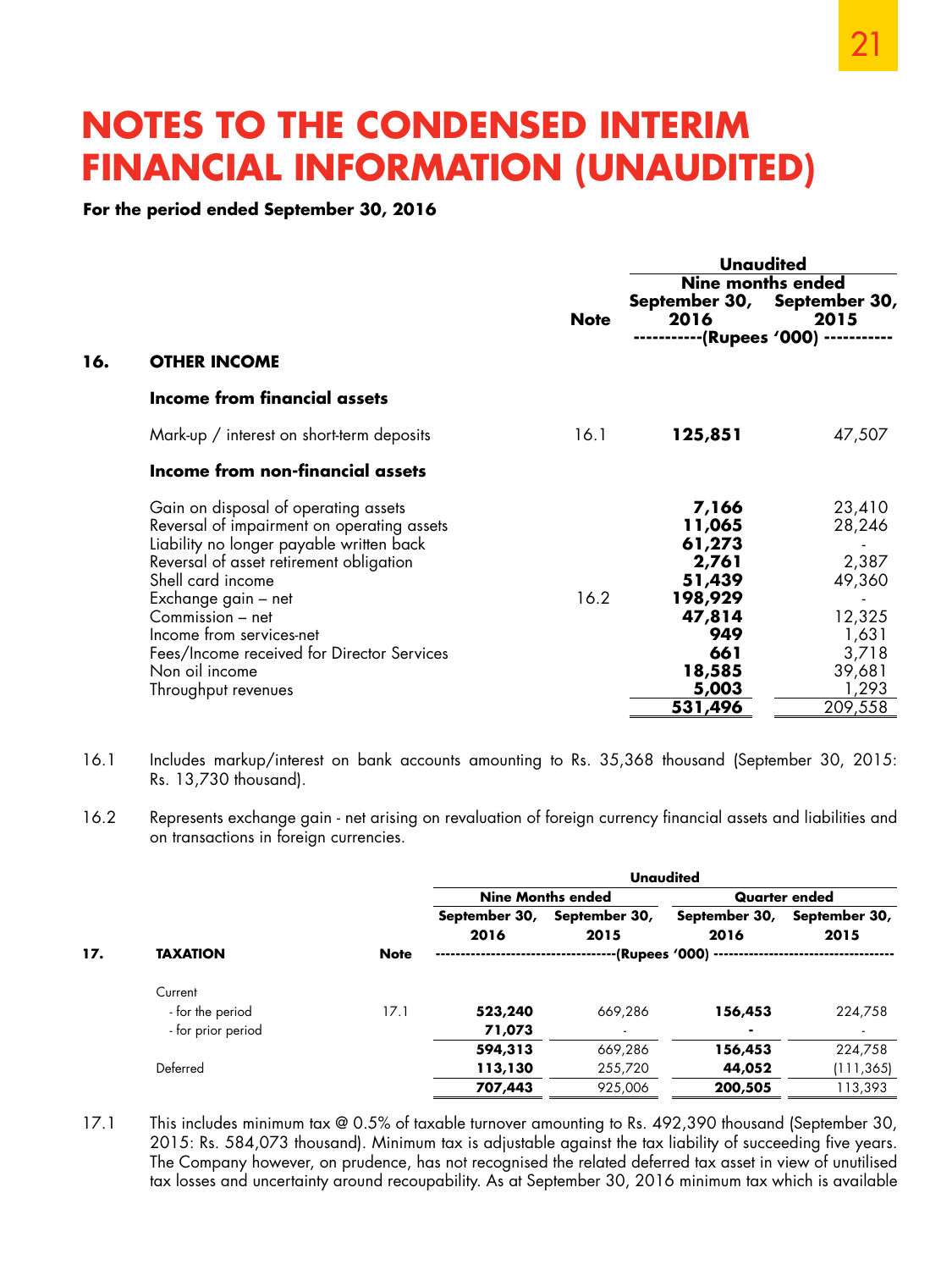# NOTES TO THE CONDENSED INTERIM FINANCIAL INFORMATION (UNAUDITED)

**For the period ended September 30, 2016**

| | | Note | Unaudited Nine months ended September 30, 2016 | Unaudited Nine months ended September 30, 2015 |
|---|---|---|---|---|
| | | | (Rupees '000) | |
| **16.** | **OTHER INCOME** | | | |
| | **Income from financial assets** | | | |
| | Mark-up / interest on short-term deposits | 16.1 | **125,851** | 47,507 |
| | **Income from non-financial assets** | | | |
| | Gain on disposal of operating assets | | **7,166** | 23,410 |
| | Reversal of impairment on operating assets | | **11,065** | 28,246 |
| | Liability no longer payable written back | | **61,273** | - |
| | Reversal of asset retirement obligation | | **2,761** | 2,387 |
| | Shell card income | | **51,439** | 49,360 |
| | Exchange gain – net | 16.2 | **198,929** | - |
| | Commission – net | | **47,814** | 12,325 |
| | Income from services-net | | **949** | 1,631 |
| | Fees/Income received for Director Services | | **661** | 3,718 |
| | Non oil income | | **18,585** | 39,681 |
| | Throughput revenues | | **5,003** | 1,293 |
| | | | **531,496** | 209,558 |

16.1 Includes markup/interest on bank accounts amounting to Rs. 35,368 thousand (September 30, 2015: Rs. 13,730 thousand).

16.2 Represents exchange gain - net arising on revaluation of foreign currency financial assets and liabilities and on transactions in foreign currencies.

| | | Note | Nine Months ended September 30, 2016 | Nine Months ended September 30, 2015 | Quarter ended September 30, 2016 | Quarter ended September 30, 2015 |
|---|---|---|---|---|---|---|
| | | | (Rupees '000) | | | |
| **17.** | **TAXATION** | | | | | |
| | Current | | | | | |
| | - for the period | 17.1 | **523,240** | 669,286 | **156,453** | 224,758 |
| | - for prior period | | **71,073** | - | **-** | - |
| | | | **594,313** | 669,286 | **156,453** | 224,758 |
| | Deferred | | **113,130** | 255,720 | **44,052** | (111,365) |
| | | | **707,443** | 925,006 | **200,505** | 113,393 |

17.1 This includes minimum tax @ 0.5% of taxable turnover amounting to Rs. 492,390 thousand (September 30, 2015: Rs. 584,073 thousand). Minimum tax is adjustable against the tax liability of succeeding five years. The Company however, on prudence, has not recognised the related deferred tax asset in view of unutilised tax losses and uncertainty around recoupability. As at September 30, 2016 minimum tax which is available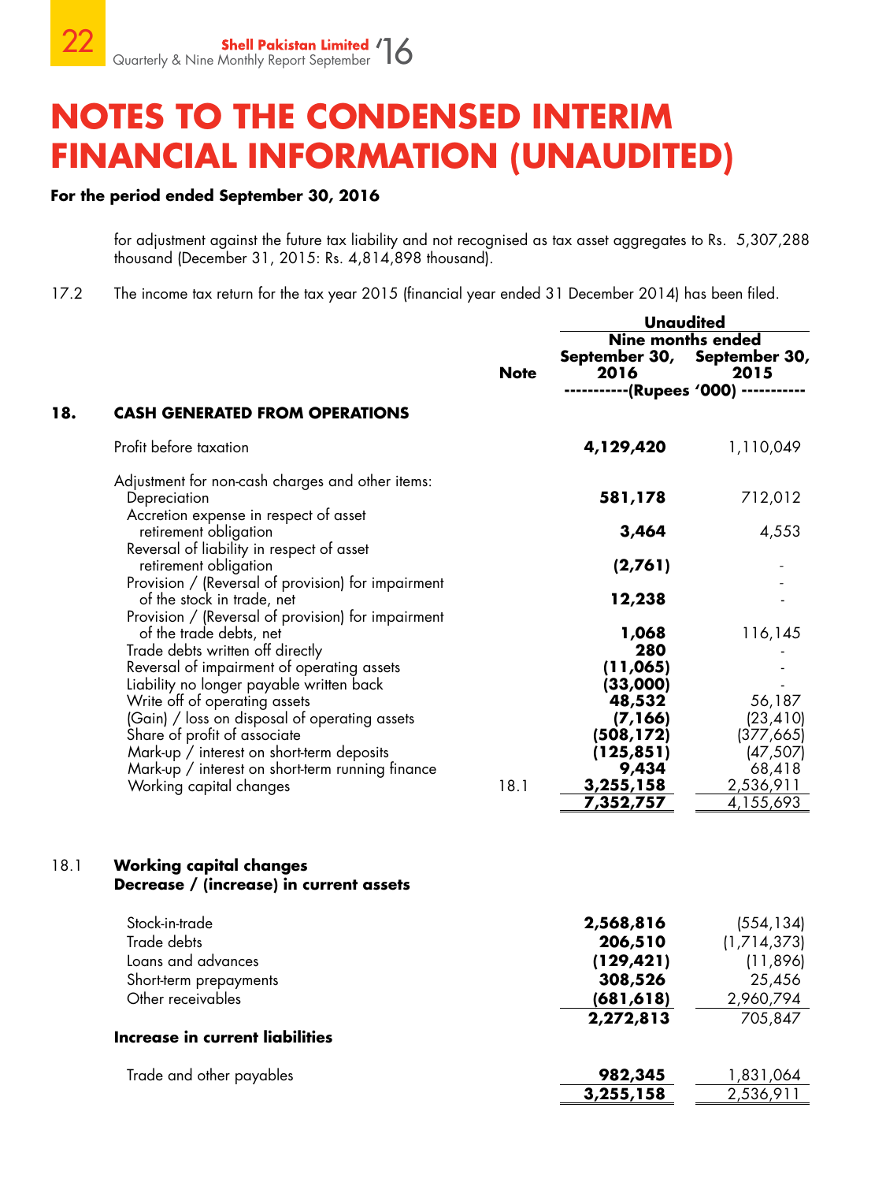# NOTES TO THE CONDENSED INTERIM FINANCIAL INFORMATION (UNAUDITED)

**For the period ended September 30, 2016**

for adjustment against the future tax liability and not recognised as tax asset aggregates to Rs. 5,307,288 thousand (December 31, 2015: Rs. 4,814,898 thousand).

17.2 The income tax return for the tax year 2015 (financial year ended 31 December 2014) has been filed.

| | | Note | Unaudited | |
|---|---|---|---|---|
| | | | Nine months ended | |
| | | | September 30, 2016 | September 30, 2015 |
| | | | (Rupees '000) | |
| **18.** | **CASH GENERATED FROM OPERATIONS** | | | |
| | Profit before taxation | | **4,129,420** | 1,110,049 |
| | Adjustment for non-cash charges and other items: | | | |
| | Depreciation | | **581,178** | 712,012 |
| | Accretion expense in respect of asset retirement obligation | | **3,464** | 4,553 |
| | Reversal of liability in respect of asset retirement obligation | | **(2,761)** | - |
| | Provision / (Reversal of provision) for impairment of the stock in trade, net | | **12,238** | - |
| | Provision / (Reversal of provision) for impairment of the trade debts, net | | **1,068** | 116,145 |
| | Trade debts written off directly | | **280** | - |
| | Reversal of impairment of operating assets | | **(11,065)** | - |
| | Liability no longer payable written back | | **(33,000)** | - |
| | Write off of operating assets | | **48,532** | 56,187 |
| | (Gain) / loss on disposal of operating assets | | **(7,166)** | (23,410) |
| | Share of profit of associate | | **(508,172)** | (377,665) |
| | Mark-up / interest on short-term deposits | | **(125,851)** | (47,507) |
| | Mark-up / interest on short-term running finance | | **9,434** | 68,418 |
| | Working capital changes | 18.1 | **3,255,158** | 2,536,911 |
| | | | **7,352,757** | 4,155,693 |

| | | | | |
|---|---|---|---|---|
| 18.1 | **Working capital changes** | | | |
| | **Decrease / (increase) in current assets** | | | |
| | Stock-in-trade | | **2,568,816** | (554,134) |
| | Trade debts | | **206,510** | (1,714,373) |
| | Loans and advances | | **(129,421)** | (11,896) |
| | Short-term prepayments | | **308,526** | 25,456 |
| | Other receivables | | **(681,618)** | 2,960,794 |
| | | | **2,272,813** | 705,847 |
| | **Increase in current liabilities** | | | |
| | Trade and other payables | | **982,345** | 1,831,064 |
| | | | **3,255,158** | 2,536,911 |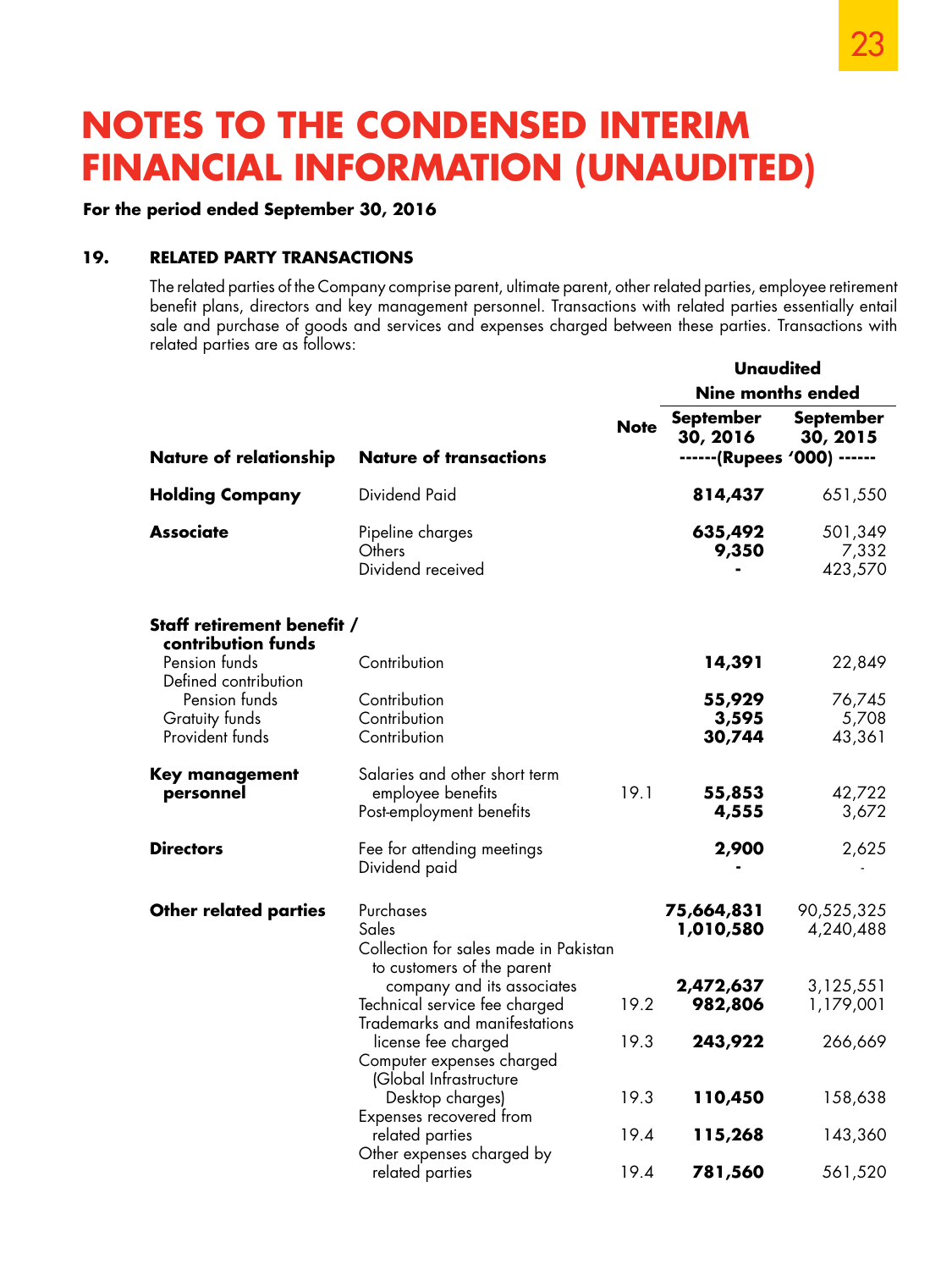# NOTES TO THE CONDENSED INTERIM FINANCIAL INFORMATION (UNAUDITED)

**For the period ended September 30, 2016**

## 19. RELATED PARTY TRANSACTIONS

The related parties of the Company comprise parent, ultimate parent, other related parties, employee retirement benefit plans, directors and key management personnel. Transactions with related parties essentially entail sale and purchase of goods and services and expenses charged between these parties. Transactions with related parties are as follows:

| | | | Unaudited | |
|---|---|---|---|---|
| | | | Nine months ended | |
| **Nature of relationship** | **Nature of transactions** | **Note** | **September 30, 2016** | **September 30, 2015** |
| | | | ------(Rupees '000) ------ | |
| **Holding Company** | Dividend Paid | | **814,437** | 651,550 |
| **Associate** | Pipeline charges | | **635,492** | 501,349 |
| | Others | | **9,350** | 7,332 |
| | Dividend received | | **-** | 423,570 |
| **Staff retirement benefit / contribution funds** | | | | |
| Pension funds | Contribution | | **14,391** | 22,849 |
| Defined contribution Pension funds | Contribution | | **55,929** | 76,745 |
| Gratuity funds | Contribution | | **3,595** | 5,708 |
| Provident funds | Contribution | | **30,744** | 43,361 |
| **Key management personnel** | Salaries and other short term employee benefits | 19.1 | **55,853** | 42,722 |
| | Post-employment benefits | | **4,555** | 3,672 |
| **Directors** | Fee for attending meetings | | **2,900** | 2,625 |
| | Dividend paid | | **-** | - |
| **Other related parties** | Purchases | | **75,664,831** | 90,525,325 |
| | Sales | | **1,010,580** | 4,240,488 |
| | Collection for sales made in Pakistan to customers of the parent company and its associates | | **2,472,637** | 3,125,551 |
| | Technical service fee charged | 19.2 | **982,806** | 1,179,001 |
| | Trademarks and manifestations license fee charged | 19.3 | **243,922** | 266,669 |
| | Computer expenses charged (Global Infrastructure Desktop charges) | 19.3 | **110,450** | 158,638 |
| | Expenses recovered from related parties | 19.4 | **115,268** | 143,360 |
| | Other expenses charged by related parties | 19.4 | **781,560** | 561,520 |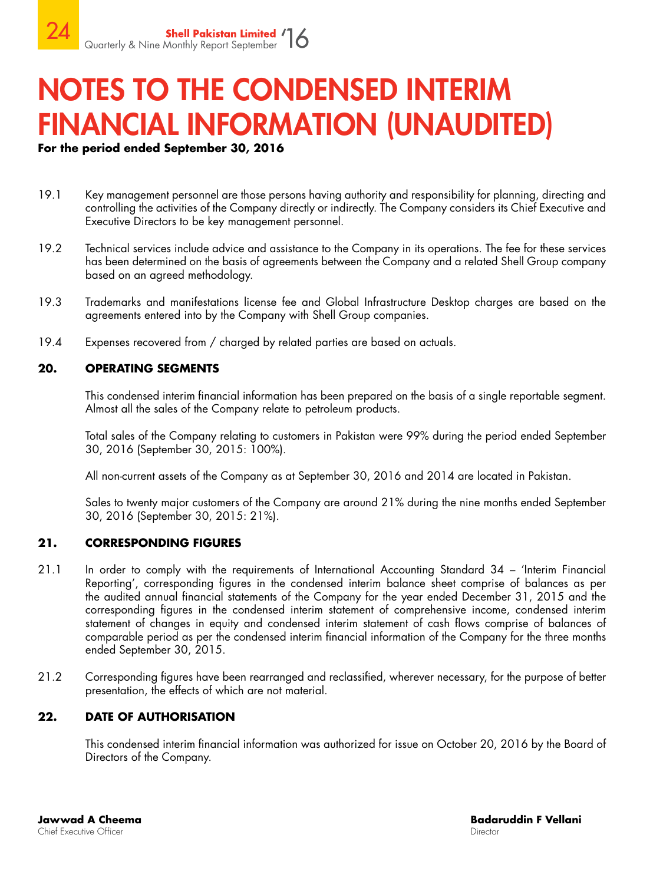# NOTES TO THE CONDENSED INTERIM FINANCIAL INFORMATION (UNAUDITED)

**For the period ended September 30, 2016**

19.1 Key management personnel are those persons having authority and responsibility for planning, directing and controlling the activities of the Company directly or indirectly. The Company considers its Chief Executive and Executive Directors to be key management personnel.

19.2 Technical services include advice and assistance to the Company in its operations. The fee for these services has been determined on the basis of agreements between the Company and a related Shell Group company based on an agreed methodology.

19.3 Trademarks and manifestations license fee and Global Infrastructure Desktop charges are based on the agreements entered into by the Company with Shell Group companies.

19.4 Expenses recovered from / charged by related parties are based on actuals.

## 20. OPERATING SEGMENTS

This condensed interim financial information has been prepared on the basis of a single reportable segment. Almost all the sales of the Company relate to petroleum products.

Total sales of the Company relating to customers in Pakistan were 99% during the period ended September 30, 2016 (September 30, 2015: 100%).

All non-current assets of the Company as at September 30, 2016 and 2014 are located in Pakistan.

Sales to twenty major customers of the Company are around 21% during the nine months ended September 30, 2016 (September 30, 2015: 21%).

## 21. CORRESPONDING FIGURES

21.1 In order to comply with the requirements of International Accounting Standard 34 – 'Interim Financial Reporting', corresponding figures in the condensed interim balance sheet comprise of balances as per the audited annual financial statements of the Company for the year ended December 31, 2015 and the corresponding figures in the condensed interim statement of comprehensive income, condensed interim statement of changes in equity and condensed interim statement of cash flows comprise of balances of comparable period as per the condensed interim financial information of the Company for the three months ended September 30, 2015.

21.2 Corresponding figures have been rearranged and reclassified, wherever necessary, for the purpose of better presentation, the effects of which are not material.

## 22. DATE OF AUTHORISATION

This condensed interim financial information was authorized for issue on October 20, 2016 by the Board of Directors of the Company.

**Jawwad A Cheema**
Chief Executive Officer

**Badaruddin F Vellani**
Director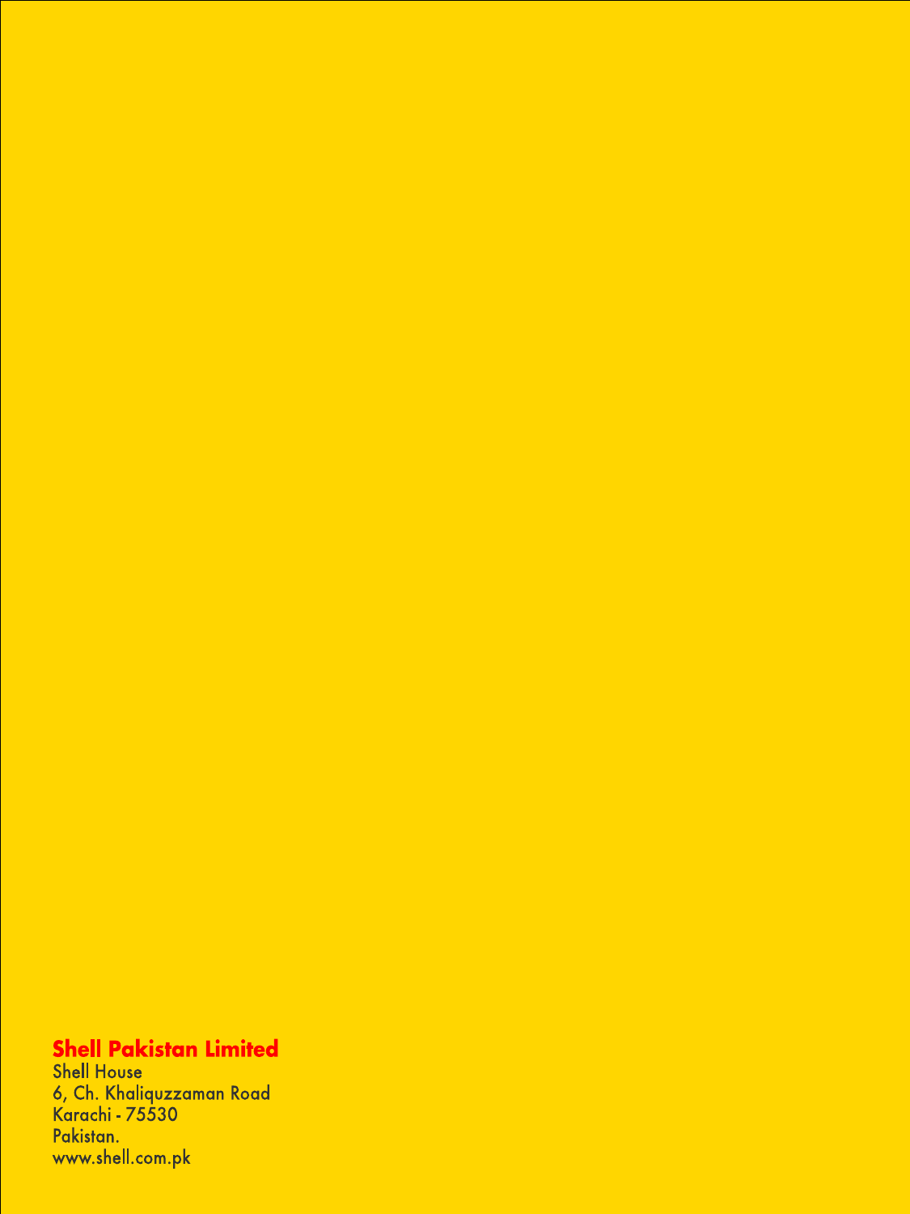**Shell Pakistan Limited**

Shell House
6, Ch. Khaliquzzaman Road
Karachi - 75530
Pakistan.
www.shell.com.pk